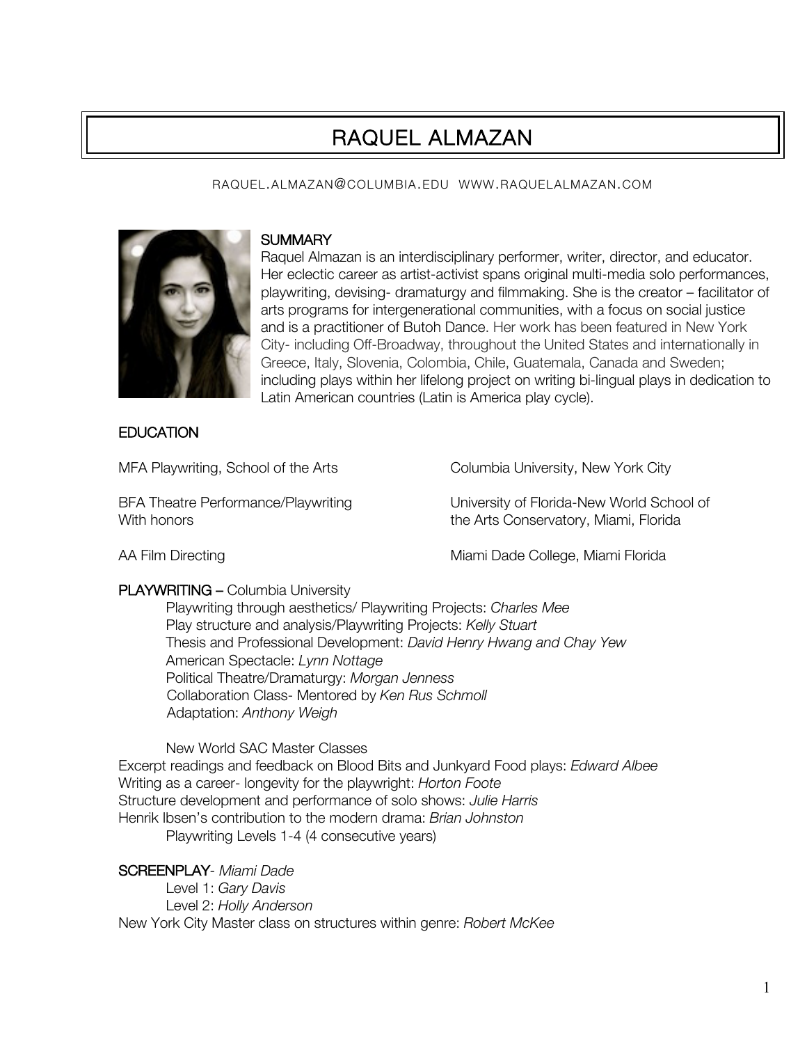# RAQUEL ALMAZAN

RAQUEL.ALMAZAN@COLUMBIA.EDU WWW.RAQUELALMAZAN.COM

## SUMMARY

Raquel Almazan is an interdisciplinary performer, writer, director, and educator. Her eclectic career as artist-activist spans original multi-media solo performances, playwriting, devising- dramaturgy and filmmaking. She is the creator – facilitator of arts programs for intergenerational communities, with a focus on social justice and is a practitioner of Butoh Dance. Her work has been featured in New York City- including Off-Broadway, throughout the United States and internationally in Greece, Italy, Slovenia, Colombia, Chile, Guatemala, Canada and Sweden; including plays within her lifelong project on writing bi-lingual plays in dedication to Latin American countries (Latin is America play cycle).

## EDUCATION

| | |
|---|---|
| MFA Playwriting, School of the Arts | Columbia University, New York City |
| BFA Theatre Performance/Playwriting With honors | University of Florida-New World School of the Arts Conservatory, Miami, Florida |
| AA Film Directing | Miami Dade College, Miami Florida |

## PLAYWRITING – Columbia University

Playwriting through aesthetics/ Playwriting Projects: *Charles Mee*
Play structure and analysis/Playwriting Projects: *Kelly Stuart*
Thesis and Professional Development: *David Henry Hwang and Chay Yew*
American Spectacle: *Lynn Nottage*
Political Theatre/Dramaturgy: *Morgan Jenness*
Collaboration Class- Mentored by *Ken Rus Schmoll*
Adaptation: *Anthony Weigh*

New World SAC Master Classes

Excerpt readings and feedback on Blood Bits and Junkyard Food plays: *Edward Albee*
Writing as a career- longevity for the playwright: *Horton Foote*
Structure development and performance of solo shows: *Julie Harris*
Henrik Ibsen's contribution to the modern drama: *Brian Johnston*
Playwriting Levels 1-4 (4 consecutive years)

## SCREENPLAY- *Miami Dade*

Level 1: *Gary Davis*
Level 2: *Holly Anderson*

New York City Master class on structures within genre: *Robert McKee*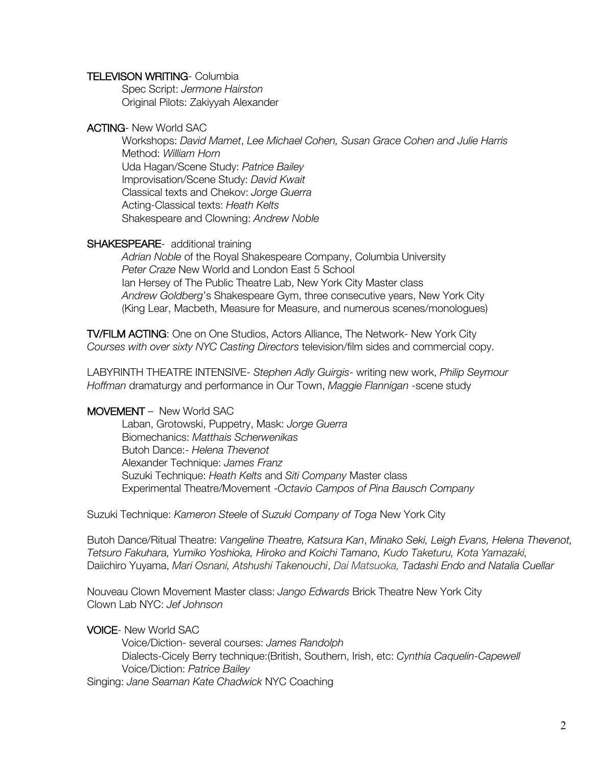**TELEVISON WRITING**- Columbia

Spec Script: *Jermone Hairston*
Original Pilots: Zakiyyah Alexander

**ACTING**- New World SAC

Workshops: *David Mamet*, *Lee Michael Cohen, Susan Grace Cohen and Julie Harris*
Method: *William Horn*
Uda Hagan/Scene Study: *Patrice Bailey*
Improvisation/Scene Study: *David Kwait*
Classical texts and Chekov: *Jorge Guerra*
Acting-Classical texts: *Heath Kelts*
Shakespeare and Clowning: *Andrew Noble*

**SHAKESPEARE**- additional training

*Adrian Noble* of the Royal Shakespeare Company, Columbia University
*Peter Craze* New World and London East 5 School
Ian Hersey of The Public Theatre Lab, New York City Master class
*Andrew Goldberg*'s Shakespeare Gym, three consecutive years, New York City
(King Lear, Macbeth, Measure for Measure, and numerous scenes/monologues)

**TV/FILM ACTING**: One on One Studios, Actors Alliance, The Network- New York City
*Courses with over sixty NYC Casting Directors* television/film sides and commercial copy.

LABYRINTH THEATRE INTENSIVE- *Stephen Adly Guirgis*- writing new work, *Philip Seymour Hoffman* dramaturgy and performance in Our Town, *Maggie Flannigan* -scene study

**MOVEMENT** – New World SAC

Laban, Grotowski, Puppetry, Mask: *Jorge Guerra*
Biomechanics: *Matthais Scherwenikas*
Butoh Dance:- *Helena Thevenot*
Alexander Technique: *James Franz*
Suzuki Technique: *Heath Kelts* and *Siti Company* Master class
Experimental Theatre/Movement -*Octavio Campos of Pina Bausch Company*

Suzuki Technique: *Kameron Steele* of *Suzuki Company of Toga* New York City

Butoh Dance/Ritual Theatre: *Vangeline Theatre, Katsura Kan*, *Minako Seki, Leigh Evans, Helena Thevenot, Tetsuro Fakuhara, Yumiko Yoshioka, Hiroko and Koichi Tamano, Kudo Taketuru, Kota Yamazaki,* Daiichiro Yuyama, *Mari Osnani, Atshushi Takenouchi*, *Dai Matsuoka, Tadashi Endo and Natalia Cuellar*

Nouveau Clown Movement Master class: *Jango Edwards* Brick Theatre New York City
Clown Lab NYC: *Jef Johnson*

**VOICE**- New World SAC

Voice/Diction- several courses: *James Randolph*
Dialects-Cicely Berry technique:(British, Southern, Irish, etc: *Cynthia Caquelin-Capewell*
Voice/Diction: *Patrice Bailey*

Singing: *Jane Seaman Kate Chadwick* NYC Coaching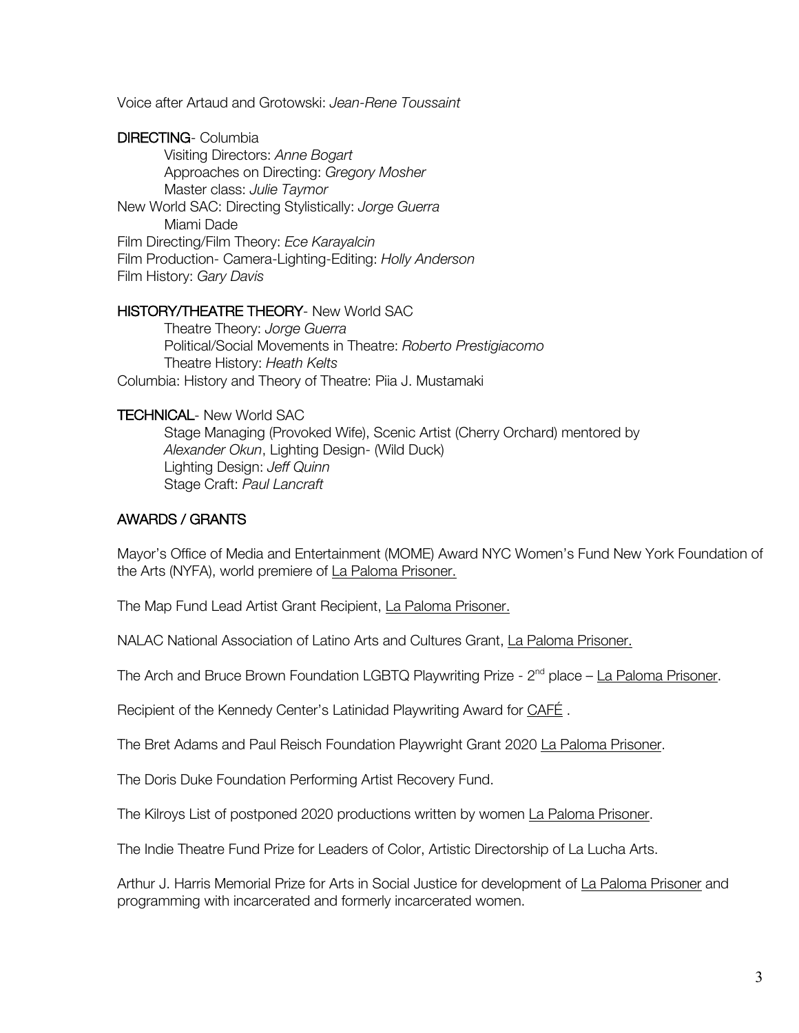Voice after Artaud and Grotowski: *Jean-Rene Toussaint*

DIRECTING- Columbia

Visiting Directors: *Anne Bogart*
Approaches on Directing: *Gregory Mosher*
Master class: *Julie Taymor*

New World SAC: Directing Stylistically: *Jorge Guerra*

Miami Dade

Film Directing/Film Theory: *Ece Karayalcin*
Film Production- Camera-Lighting-Editing: *Holly Anderson*
Film History: *Gary Davis*

HISTORY/THEATRE THEORY- New World SAC

Theatre Theory: *Jorge Guerra*
Political/Social Movements in Theatre: *Roberto Prestigiacomo*
Theatre History: *Heath Kelts*

Columbia: History and Theory of Theatre: Piia J. Mustamaki

TECHNICAL- New World SAC

Stage Managing (Provoked Wife), Scenic Artist (Cherry Orchard) mentored by *Alexander Okun*, Lighting Design- (Wild Duck)
Lighting Design: *Jeff Quinn*
Stage Craft: *Paul Lancraft*

## AWARDS / GRANTS

Mayor's Office of Media and Entertainment (MOME) Award NYC Women's Fund New York Foundation of the Arts (NYFA), world premiere of La Paloma Prisoner.

The Map Fund Lead Artist Grant Recipient, La Paloma Prisoner.

NALAC National Association of Latino Arts and Cultures Grant, La Paloma Prisoner.

The Arch and Bruce Brown Foundation LGBTQ Playwriting Prize - 2nd place – La Paloma Prisoner.

Recipient of the Kennedy Center's Latinidad Playwriting Award for CAFÉ .

The Bret Adams and Paul Reisch Foundation Playwright Grant 2020 La Paloma Prisoner.

The Doris Duke Foundation Performing Artist Recovery Fund.

The Kilroys List of postponed 2020 productions written by women La Paloma Prisoner.

The Indie Theatre Fund Prize for Leaders of Color, Artistic Directorship of La Lucha Arts.

Arthur J. Harris Memorial Prize for Arts in Social Justice for development of La Paloma Prisoner and programming with incarcerated and formerly incarcerated women.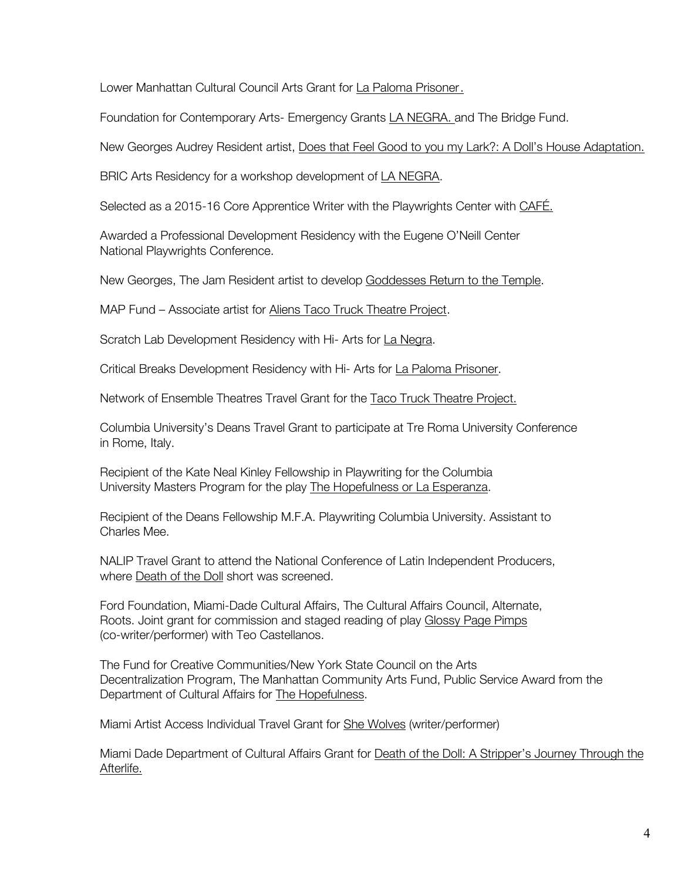Lower Manhattan Cultural Council Arts Grant for La Paloma Prisoner.

Foundation for Contemporary Arts- Emergency Grants LA NEGRA. and The Bridge Fund.

New Georges Audrey Resident artist, Does that Feel Good to you my Lark?: A Doll's House Adaptation.

BRIC Arts Residency for a workshop development of LA NEGRA.

Selected as a 2015-16 Core Apprentice Writer with the Playwrights Center with CAFÉ.

Awarded a Professional Development Residency with the Eugene O'Neill Center National Playwrights Conference.

New Georges, The Jam Resident artist to develop Goddesses Return to the Temple.

MAP Fund – Associate artist for Aliens Taco Truck Theatre Project.

Scratch Lab Development Residency with Hi- Arts for La Negra.

Critical Breaks Development Residency with Hi- Arts for La Paloma Prisoner.

Network of Ensemble Theatres Travel Grant for the Taco Truck Theatre Project.

Columbia University's Deans Travel Grant to participate at Tre Roma University Conference in Rome, Italy.

Recipient of the Kate Neal Kinley Fellowship in Playwriting for the Columbia University Masters Program for the play The Hopefulness or La Esperanza.

Recipient of the Deans Fellowship M.F.A. Playwriting Columbia University. Assistant to Charles Mee.

NALIP Travel Grant to attend the National Conference of Latin Independent Producers, where Death of the Doll short was screened.

Ford Foundation, Miami-Dade Cultural Affairs, The Cultural Affairs Council, Alternate, Roots. Joint grant for commission and staged reading of play Glossy Page Pimps (co-writer/performer) with Teo Castellanos.

The Fund for Creative Communities/New York State Council on the Arts Decentralization Program, The Manhattan Community Arts Fund, Public Service Award from the Department of Cultural Affairs for The Hopefulness.

Miami Artist Access Individual Travel Grant for She Wolves (writer/performer)

Miami Dade Department of Cultural Affairs Grant for Death of the Doll: A Stripper's Journey Through the Afterlife.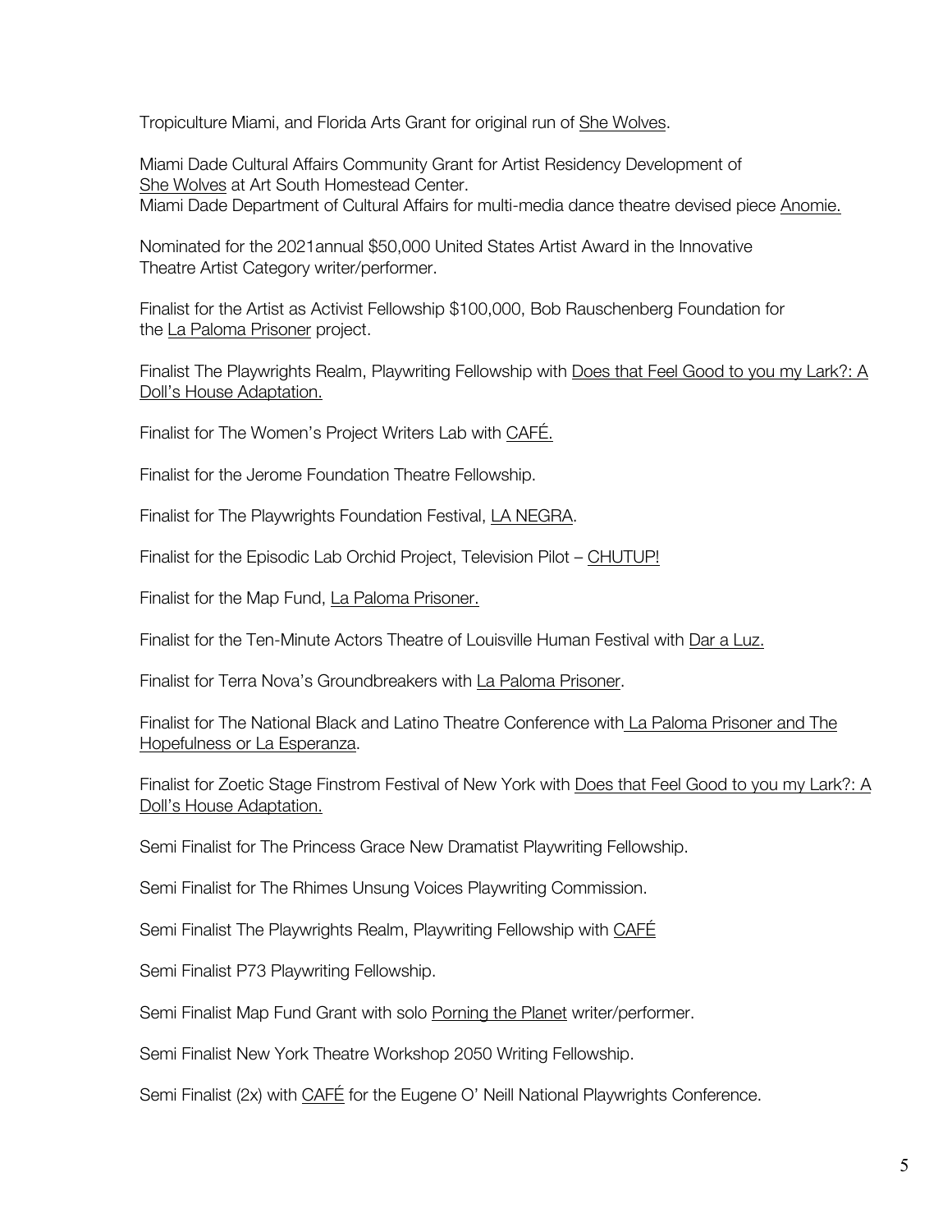Tropiculture Miami, and Florida Arts Grant for original run of She Wolves.

Miami Dade Cultural Affairs Community Grant for Artist Residency Development of She Wolves at Art South Homestead Center.
Miami Dade Department of Cultural Affairs for multi-media dance theatre devised piece Anomie.

Nominated for the 2021annual $50,000 United States Artist Award in the Innovative Theatre Artist Category writer/performer.

Finalist for the Artist as Activist Fellowship $100,000, Bob Rauschenberg Foundation for the La Paloma Prisoner project.

Finalist The Playwrights Realm, Playwriting Fellowship with Does that Feel Good to you my Lark?: A Doll's House Adaptation.

Finalist for The Women's Project Writers Lab with CAFÉ.

Finalist for the Jerome Foundation Theatre Fellowship.

Finalist for The Playwrights Foundation Festival, LA NEGRA.

Finalist for the Episodic Lab Orchid Project, Television Pilot – CHUTUP!

Finalist for the Map Fund, La Paloma Prisoner.

Finalist for the Ten-Minute Actors Theatre of Louisville Human Festival with Dar a Luz.

Finalist for Terra Nova's Groundbreakers with La Paloma Prisoner.

Finalist for The National Black and Latino Theatre Conference with La Paloma Prisoner and The Hopefulness or La Esperanza.

Finalist for Zoetic Stage Finstrom Festival of New York with Does that Feel Good to you my Lark?: A Doll's House Adaptation.

Semi Finalist for The Princess Grace New Dramatist Playwriting Fellowship.

Semi Finalist for The Rhimes Unsung Voices Playwriting Commission.

Semi Finalist The Playwrights Realm, Playwriting Fellowship with CAFÉ

Semi Finalist P73 Playwriting Fellowship.

Semi Finalist Map Fund Grant with solo Porning the Planet writer/performer.

Semi Finalist New York Theatre Workshop 2050 Writing Fellowship.

Semi Finalist (2x) with CAFÉ for the Eugene O' Neill National Playwrights Conference.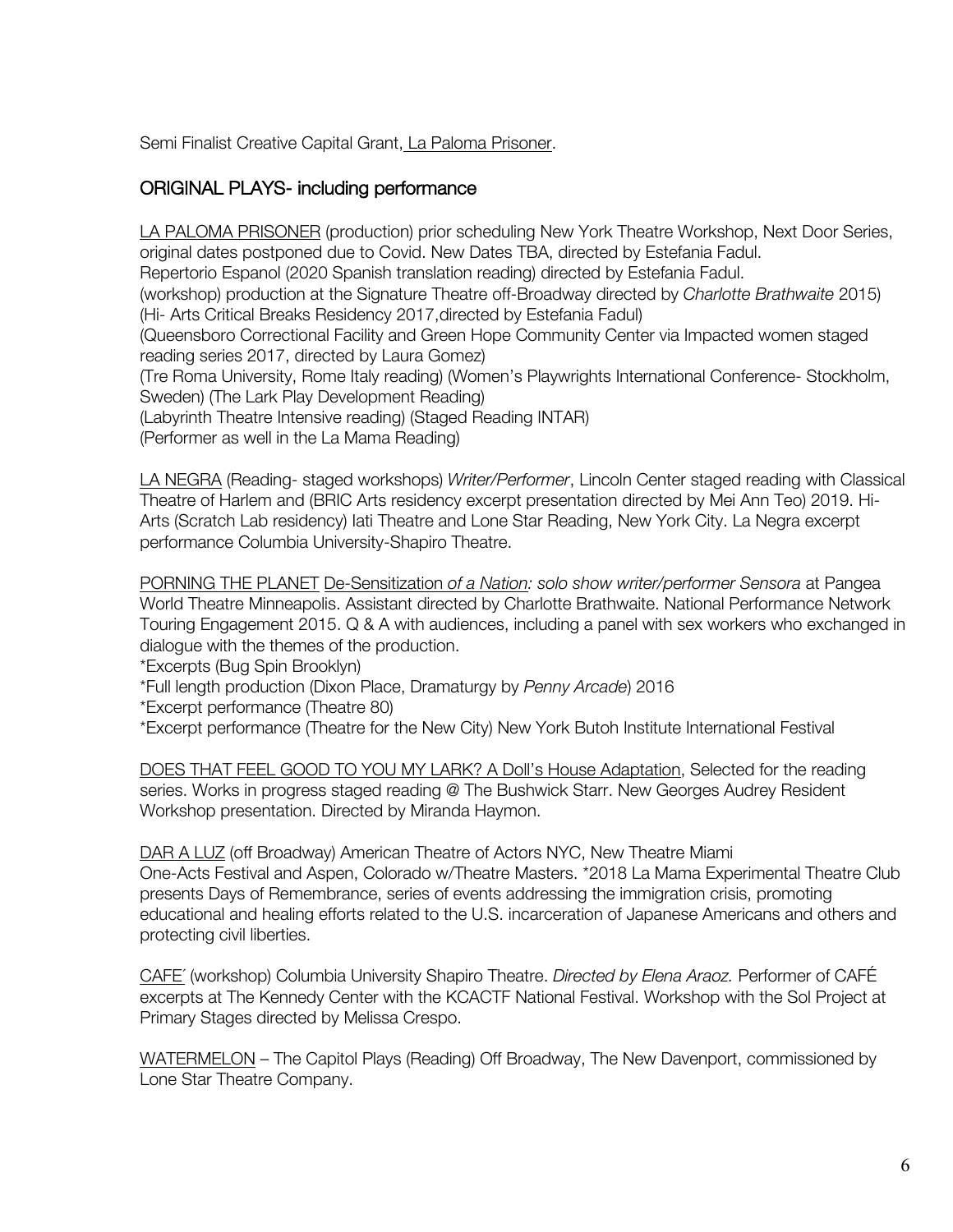Semi Finalist Creative Capital Grant, La Paloma Prisoner.

## ORIGINAL PLAYS- including performance

LA PALOMA PRISONER (production) prior scheduling New York Theatre Workshop, Next Door Series, original dates postponed due to Covid. New Dates TBA, directed by Estefania Fadul.
Repertorio Espanol (2020 Spanish translation reading) directed by Estefania Fadul.
(workshop) production at the Signature Theatre off-Broadway directed by *Charlotte Brathwaite* 2015)
(Hi- Arts Critical Breaks Residency 2017,directed by Estefania Fadul)
(Queensboro Correctional Facility and Green Hope Community Center via Impacted women staged reading series 2017, directed by Laura Gomez)
(Tre Roma University, Rome Italy reading) (Women's Playwrights International Conference- Stockholm, Sweden) (The Lark Play Development Reading)
(Labyrinth Theatre Intensive reading) (Staged Reading INTAR)
(Performer as well in the La Mama Reading)

LA NEGRA (Reading- staged workshops) *Writer/Performer*, Lincoln Center staged reading with Classical Theatre of Harlem and (BRIC Arts residency excerpt presentation directed by Mei Ann Teo) 2019. Hi-Arts (Scratch Lab residency) Iati Theatre and Lone Star Reading, New York City. La Negra excerpt performance Columbia University-Shapiro Theatre.

PORNING THE PLANET De-Sensitization *of a Nation: solo show writer/performer Sensora* at Pangea World Theatre Minneapolis. Assistant directed by Charlotte Brathwaite. National Performance Network Touring Engagement 2015. Q & A with audiences, including a panel with sex workers who exchanged in dialogue with the themes of the production.
*Excerpts (Bug Spin Brooklyn)
*Full length production (Dixon Place, Dramaturgy by *Penny Arcade*) 2016
*Excerpt performance (Theatre 80)
*Excerpt performance (Theatre for the New City) New York Butoh Institute International Festival

DOES THAT FEEL GOOD TO YOU MY LARK? A Doll's House Adaptation, Selected for the reading series. Works in progress staged reading @ The Bushwick Starr. New Georges Audrey Resident Workshop presentation. Directed by Miranda Haymon.

DAR A LUZ (off Broadway) American Theatre of Actors NYC, New Theatre Miami One-Acts Festival and Aspen, Colorado w/Theatre Masters. *2018 La Mama Experimental Theatre Club presents Days of Remembrance, series of events addressing the immigration crisis, promoting educational and healing efforts related to the U.S. incarceration of Japanese Americans and others and protecting civil liberties.

CAFE´ (workshop) Columbia University Shapiro Theatre. *Directed by Elena Araoz.* Performer of CAFÉ excerpts at The Kennedy Center with the KCACTF National Festival. Workshop with the Sol Project at Primary Stages directed by Melissa Crespo.

WATERMELON – The Capitol Plays (Reading) Off Broadway, The New Davenport, commissioned by Lone Star Theatre Company.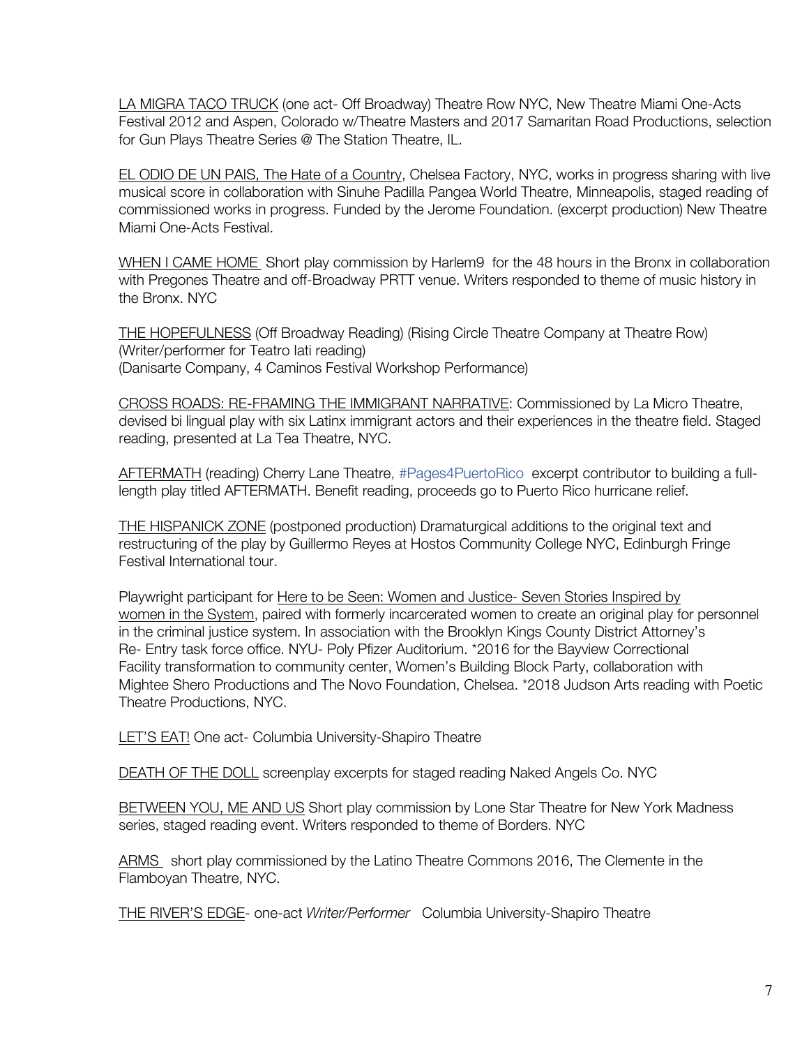<u>LA MIGRA TACO TRUCK</u> (one act- Off Broadway) Theatre Row NYC, New Theatre Miami One-Acts Festival 2012 and Aspen, Colorado w/Theatre Masters and 2017 Samaritan Road Productions, selection for Gun Plays Theatre Series @ The Station Theatre, IL.

<u>EL ODIO DE UN PAIS, The Hate of a Country</u>, Chelsea Factory, NYC, works in progress sharing with live musical score in collaboration with Sinuhe Padilla Pangea World Theatre, Minneapolis, staged reading of commissioned works in progress. Funded by the Jerome Foundation. (excerpt production) New Theatre Miami One-Acts Festival.

<u>WHEN I CAME HOME</u> Short play commission by Harlem9 for the 48 hours in the Bronx in collaboration with Pregones Theatre and off-Broadway PRTT venue. Writers responded to theme of music history in the Bronx. NYC

<u>THE HOPEFULNESS</u> (Off Broadway Reading) (Rising Circle Theatre Company at Theatre Row)
(Writer/performer for Teatro Iati reading)
(Danisarte Company, 4 Caminos Festival Workshop Performance)

<u>CROSS ROADS: RE-FRAMING THE IMMIGRANT NARRATIVE</u>: Commissioned by La Micro Theatre, devised bi lingual play with six Latinx immigrant actors and their experiences in the theatre field. Staged reading, presented at La Tea Theatre, NYC.

<u>AFTERMATH</u> (reading) Cherry Lane Theatre, #Pages4PuertoRico excerpt contributor to building a full-length play titled AFTERMATH. Benefit reading, proceeds go to Puerto Rico hurricane relief.

<u>THE HISPANICK ZONE</u> (postponed production) Dramaturgical additions to the original text and restructuring of the play by Guillermo Reyes at Hostos Community College NYC, Edinburgh Fringe Festival International tour.

Playwright participant for <u>Here to be Seen: Women and Justice- Seven Stories Inspired by women in the System</u>, paired with formerly incarcerated women to create an original play for personnel in the criminal justice system. In association with the Brooklyn Kings County District Attorney's Re- Entry task force office. NYU- Poly Pfizer Auditorium. *2016 for the Bayview Correctional Facility transformation to community center, Women's Building Block Party, collaboration with Mightee Shero Productions and The Novo Foundation, Chelsea. *2018 Judson Arts reading with Poetic Theatre Productions, NYC.

<u>LET'S EAT!</u> One act- Columbia University-Shapiro Theatre

<u>DEATH OF THE DOLL</u> screenplay excerpts for staged reading Naked Angels Co. NYC

<u>BETWEEN YOU, ME AND US</u> Short play commission by Lone Star Theatre for New York Madness series, staged reading event. Writers responded to theme of Borders. NYC

<u>ARMS</u> short play commissioned by the Latino Theatre Commons 2016, The Clemente in the Flamboyan Theatre, NYC.

<u>THE RIVER'S EDGE</u>- one-act *Writer/Performer* Columbia University-Shapiro Theatre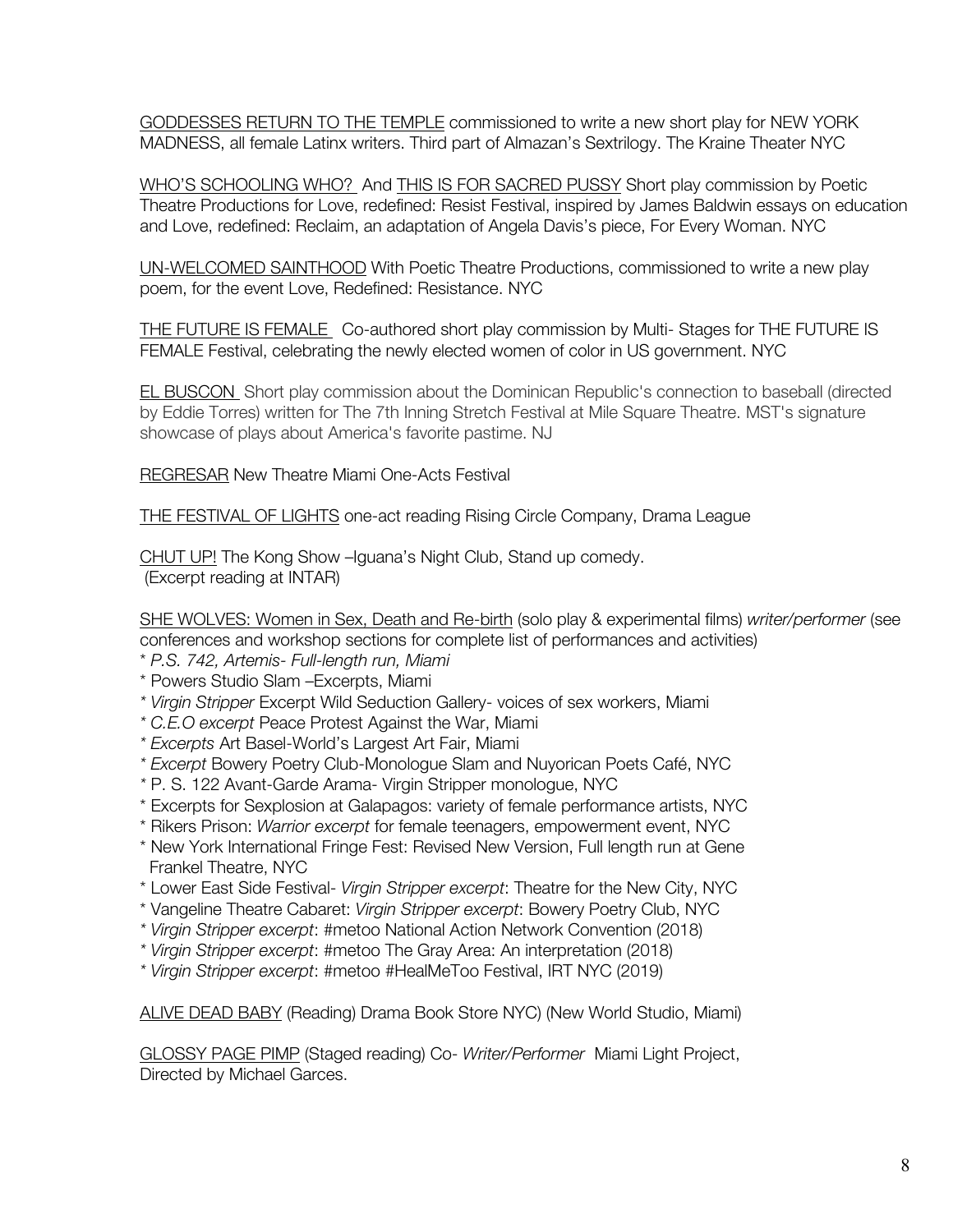GODDESSES RETURN TO THE TEMPLE commissioned to write a new short play for NEW YORK MADNESS, all female Latinx writers. Third part of Almazan's Sextrilogy. The Kraine Theater NYC

WHO'S SCHOOLING WHO? And THIS IS FOR SACRED PUSSY Short play commission by Poetic Theatre Productions for Love, redefined: Resist Festival, inspired by James Baldwin essays on education and Love, redefined: Reclaim, an adaptation of Angela Davis's piece, For Every Woman. NYC

UN-WELCOMED SAINTHOOD With Poetic Theatre Productions, commissioned to write a new play poem, for the event Love, Redefined: Resistance. NYC

THE FUTURE IS FEMALE Co-authored short play commission by Multi- Stages for THE FUTURE IS FEMALE Festival, celebrating the newly elected women of color in US government. NYC

EL BUSCON Short play commission about the Dominican Republic's connection to baseball (directed by Eddie Torres) written for The 7th Inning Stretch Festival at Mile Square Theatre. MST's signature showcase of plays about America's favorite pastime. NJ

REGRESAR New Theatre Miami One-Acts Festival

THE FESTIVAL OF LIGHTS one-act reading Rising Circle Company, Drama League

CHUT UP! The Kong Show –Iguana's Night Club, Stand up comedy.
(Excerpt reading at INTAR)

SHE WOLVES: Women in Sex, Death and Re-birth (solo play & experimental films) *writer/performer* (see conferences and workshop sections for complete list of performances and activities)

* *P.S. 742, Artemis- Full-length run, Miami*
* Powers Studio Slam –Excerpts, Miami
* *Virgin Stripper* Excerpt Wild Seduction Gallery- voices of sex workers, Miami
* *C.E.O excerpt* Peace Protest Against the War, Miami
* *Excerpts* Art Basel-World's Largest Art Fair, Miami
* *Excerpt* Bowery Poetry Club-Monologue Slam and Nuyorican Poets Café, NYC
* P. S. 122 Avant-Garde Arama- Virgin Stripper monologue, NYC
* Excerpts for Sexplosion at Galapagos: variety of female performance artists, NYC
* Rikers Prison: *Warrior excerpt* for female teenagers, empowerment event, NYC
* New York International Fringe Fest: Revised New Version, Full length run at Gene Frankel Theatre, NYC
* Lower East Side Festival- *Virgin Stripper excerpt*: Theatre for the New City, NYC
* Vangeline Theatre Cabaret: *Virgin Stripper excerpt*: Bowery Poetry Club, NYC
* *Virgin Stripper excerpt*: #metoo National Action Network Convention (2018)
* *Virgin Stripper excerpt*: #metoo The Gray Area: An interpretation (2018)
* *Virgin Stripper excerpt*: #metoo #HealMeToo Festival, IRT NYC (2019)

ALIVE DEAD BABY (Reading) Drama Book Store NYC) (New World Studio, Miami)

GLOSSY PAGE PIMP (Staged reading) Co- *Writer/Performer* Miami Light Project, Directed by Michael Garces.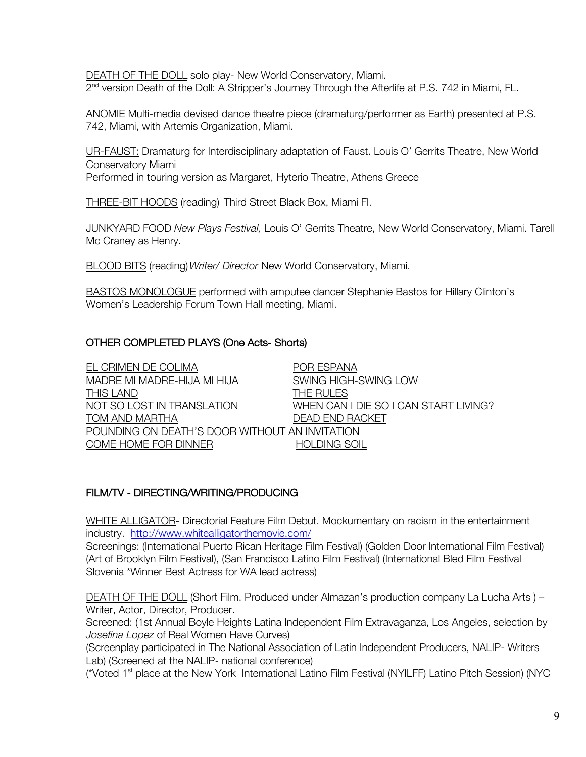DEATH OF THE DOLL solo play- New World Conservatory, Miami.
2nd version Death of the Doll: A Stripper's Journey Through the Afterlife at P.S. 742 in Miami, FL.

ANOMIE Multi-media devised dance theatre piece (dramaturg/performer as Earth) presented at P.S. 742, Miami, with Artemis Organization, Miami.

UR-FAUST: Dramaturg for Interdisciplinary adaptation of Faust. Louis O' Gerrits Theatre, New World Conservatory Miami
Performed in touring version as Margaret, Hyterio Theatre, Athens Greece

THREE-BIT HOODS (reading) Third Street Black Box, Miami Fl.

JUNKYARD FOOD *New Plays Festival,* Louis O' Gerrits Theatre, New World Conservatory, Miami. Tarell Mc Craney as Henry.

BLOOD BITS (reading) *Writer/ Director* New World Conservatory, Miami.

BASTOS MONOLOGUE performed with amputee dancer Stephanie Bastos for Hillary Clinton's Women's Leadership Forum Town Hall meeting, Miami.

## OTHER COMPLETED PLAYS (One Acts- Shorts)

EL CRIMEN DE COLIMA
POR ESPANA
MADRE MI MADRE-HIJA MI HIJA
SWING HIGH-SWING LOW
THIS LAND
THE RULES
NOT SO LOST IN TRANSLATION
WHEN CAN I DIE SO I CAN START LIVING?
TOM AND MARTHA
DEAD END RACKET
POUNDING ON DEATH'S DOOR WITHOUT AN INVITATION
COME HOME FOR DINNER
HOLDING SOIL

## FILM/TV - DIRECTING/WRITING/PRODUCING

WHITE ALLIGATOR- Directorial Feature Film Debut. Mockumentary on racism in the entertainment industry. http://www.whitealligatorthemovie.com/
Screenings: (International Puerto Rican Heritage Film Festival) (Golden Door International Film Festival) (Art of Brooklyn Film Festival), (San Francisco Latino Film Festival) (International Bled Film Festival Slovenia *Winner Best Actress for WA lead actress)

DEATH OF THE DOLL (Short Film. Produced under Almazan's production company La Lucha Arts ) – Writer, Actor, Director, Producer.
Screened: (1st Annual Boyle Heights Latina Independent Film Extravaganza, Los Angeles, selection by *Josefina Lopez* of Real Women Have Curves)
(Screenplay participated in The National Association of Latin Independent Producers, NALIP- Writers Lab) (Screened at the NALIP- national conference)
(*Voted 1st place at the New York International Latino Film Festival (NYILFF) Latino Pitch Session) (NYC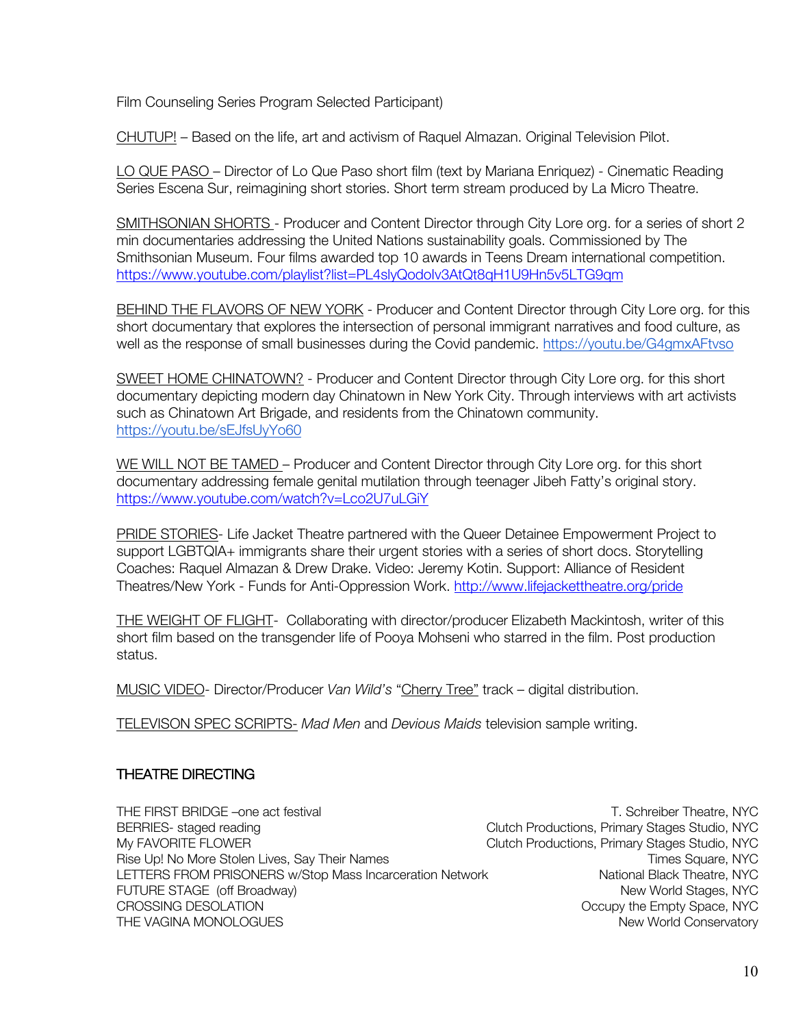Film Counseling Series Program Selected Participant)

CHUTUP! – Based on the life, art and activism of Raquel Almazan. Original Television Pilot.

LO QUE PASO – Director of Lo Que Paso short film (text by Mariana Enriquez) - Cinematic Reading Series Escena Sur, reimagining short stories. Short term stream produced by La Micro Theatre.

SMITHSONIAN SHORTS - Producer and Content Director through City Lore org. for a series of short 2 min documentaries addressing the United Nations sustainability goals. Commissioned by The Smithsonian Museum. Four films awarded top 10 awards in Teens Dream international competition. https://www.youtube.com/playlist?list=PL4slyQodolv3AtQt8qH1U9Hn5v5LTG9qm

BEHIND THE FLAVORS OF NEW YORK - Producer and Content Director through City Lore org. for this short documentary that explores the intersection of personal immigrant narratives and food culture, as well as the response of small businesses during the Covid pandemic. https://youtu.be/G4gmxAFtvso

SWEET HOME CHINATOWN? - Producer and Content Director through City Lore org. for this short documentary depicting modern day Chinatown in New York City. Through interviews with art activists such as Chinatown Art Brigade, and residents from the Chinatown community. https://youtu.be/sEJfsUyYo60

WE WILL NOT BE TAMED – Producer and Content Director through City Lore org. for this short documentary addressing female genital mutilation through teenager Jibeh Fatty's original story. https://www.youtube.com/watch?v=Lco2U7uLGiY

PRIDE STORIES- Life Jacket Theatre partnered with the Queer Detainee Empowerment Project to support LGBTQIA+ immigrants share their urgent stories with a series of short docs. Storytelling Coaches: Raquel Almazan & Drew Drake. Video: Jeremy Kotin. Support: Alliance of Resident Theatres/New York - Funds for Anti-Oppression Work. http://www.lifejackettheatre.org/pride

THE WEIGHT OF FLIGHT- Collaborating with director/producer Elizabeth Mackintosh, writer of this short film based on the transgender life of Pooya Mohseni who starred in the film. Post production status.

MUSIC VIDEO- Director/Producer *Van Wild's* "Cherry Tree" track – digital distribution.

TELEVISON SPEC SCRIPTS- *Mad Men* and *Devious Maids* television sample writing.

## THEATRE DIRECTING

| | |
|---|---|
| THE FIRST BRIDGE –one act festival | T. Schreiber Theatre, NYC |
| BERRIES- staged reading | Clutch Productions, Primary Stages Studio, NYC |
| My FAVORITE FLOWER | Clutch Productions, Primary Stages Studio, NYC |
| Rise Up! No More Stolen Lives, Say Their Names | Times Square, NYC |
| LETTERS FROM PRISONERS w/Stop Mass Incarceration Network | National Black Theatre, NYC |
| FUTURE STAGE (off Broadway) | New World Stages, NYC |
| CROSSING DESOLATION | Occupy the Empty Space, NYC |
| THE VAGINA MONOLOGUES | New World Conservatory |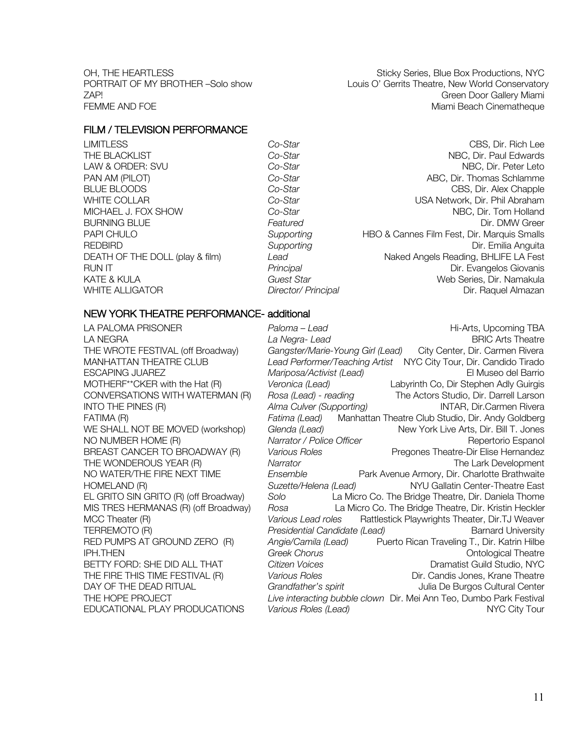| | |
|---|---|
| OH, THE HEARTLESS | Sticky Series, Blue Box Productions, NYC |
| PORTRAIT OF MY BROTHER –Solo show | Louis O' Gerrits Theatre, New World Conservatory |
| ZAP! | Green Door Gallery Miami |
| FEMME AND FOE | Miami Beach Cinematheque |

## FILM / TELEVISION PERFORMANCE

| | | |
|---|---|---|
| LIMITLESS | *Co-Star* | CBS, Dir. Rich Lee |
| THE BLACKLIST | *Co-Star* | NBC, Dir. Paul Edwards |
| LAW & ORDER: SVU | *Co-Star* | NBC, Dir. Peter Leto |
| PAN AM (PILOT) | *Co-Star* | ABC, Dir. Thomas Schlamme |
| BLUE BLOODS | *Co-Star* | CBS, Dir. Alex Chapple |
| WHITE COLLAR | *Co-Star* | USA Network, Dir. Phil Abraham |
| MICHAEL J. FOX SHOW | *Co-Star* | NBC, Dir. Tom Holland |
| BURNING BLUE | *Featured* | Dir. DMW Greer |
| PAPI CHULO | *Supporting* | HBO & Cannes Film Fest, Dir. Marquis Smalls |
| REDBIRD | *Supporting* | Dir. Emilia Anguita |
| DEATH OF THE DOLL (play & film) | *Lead* | Naked Angels Reading, BHLIFE LA Fest |
| RUN IT | *Principal* | Dir. Evangelos Giovanis |
| KATE & KULA | *Guest Star* | Web Series, Dir. Namakula |
| WHITE ALLIGATOR | *Director/ Principal* | Dir. Raquel Almazan |

## NEW YORK THEATRE PERFORMANCE- additional

| | | |
|---|---|---|
| LA PALOMA PRISONER | *Paloma – Lead* | Hi-Arts, Upcoming TBA |
| LA NEGRA | *La Negra- Lead* | BRIC Arts Theatre |
| THE WROTE FESTIVAL (off Broadway) | *Gangster/Marie-Young Girl (Lead)* | City Center, Dir. Carmen Rivera |
| MANHATTAN THEATRE CLUB | *Lead Performer/Teaching Artist* | NYC City Tour, Dir. Candido Tirado |
| ESCAPING JUAREZ | *Mariposa/Activist (Lead)* | El Museo del Barrio |
| MOTHERF**CKER with the Hat (R) | *Veronica (Lead)* | Labyrinth Co, Dir Stephen Adly Guirgis |
| CONVERSATIONS WITH WATERMAN (R) | *Rosa (Lead) - reading* | The Actors Studio, Dir. Darrell Larson |
| INTO THE PINES (R) | *Alma Culver (Supporting)* | INTAR, Dir.Carmen Rivera |
| FATIMA (R) | *Fatima (Lead)* | Manhattan Theatre Club Studio, Dir. Andy Goldberg |
| WE SHALL NOT BE MOVED (workshop) | *Glenda (Lead)* | New York Live Arts, Dir. Bill T. Jones |
| NO NUMBER HOME (R) | *Narrator / Police Officer* | Repertorio Espanol |
| BREAST CANCER TO BROADWAY (R) | *Various Roles* | Pregones Theatre-Dir Elise Hernandez |
| THE WONDEROUS YEAR (R) | *Narrator* | The Lark Development |
| NO WATER/THE FIRE NEXT TIME | *Ensemble* | Park Avenue Armory, Dir. Charlotte Brathwaite |
| HOMELAND (R) | *Suzette/Helena (Lead)* | NYU Gallatin Center-Theatre East |
| EL GRITO SIN GRITO (R) (off Broadway) | *Solo* | La Micro Co. The Bridge Theatre, Dir. Daniela Thome |
| MIS TRES HERMANAS (R) (off Broadway) | *Rosa* | La Micro Co. The Bridge Theatre, Dir. Kristin Heckler |
| MCC Theater (R) | *Various Lead roles* | Rattlestick Playwrights Theater, Dir.TJ Weaver |
| TERREMOTO (R) | *Presidential Candidate (Lead)* | Barnard University |
| RED PUMPS AT GROUND ZERO (R) | *Angie/Camila (Lead)* | Puerto Rican Traveling T., Dir. Katrin Hilbe |
| IPH.THEN | *Greek Chorus* | Ontological Theatre |
| BETTY FORD: SHE DID ALL THAT | *Citizen Voices* | Dramatist Guild Studio, NYC |
| THE FIRE THIS TIME FESTIVAL (R) | *Various Roles* | Dir. Candis Jones, Krane Theatre |
| DAY OF THE DEAD RITUAL | *Grandfather's spirit* | Julia De Burgos Cultural Center |
| THE HOPE PROJECT | *Live interacting bubble clown* | Dir. Mei Ann Teo, Dumbo Park Festival |
| EDUCATIONAL PLAY PRODUCATIONS | *Various Roles (Lead)* | NYC City Tour |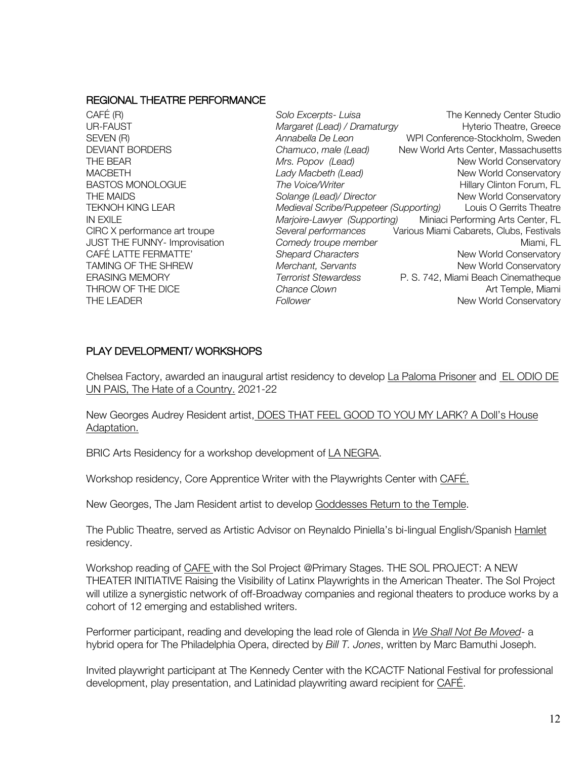## REGIONAL THEATRE PERFORMANCE

| | | |
|---|---|---|
| CAFÉ (R) | *Solo Excerpts- Luisa* | The Kennedy Center Studio |
| UR-FAUST | *Margaret (Lead) / Dramaturgy* | Hyterio Theatre, Greece |
| SEVEN (R) | *Annabella De Leon* | WPI Conference-Stockholm, Sweden |
| DEVIANT BORDERS | *Chamuco, male (Lead)* | New World Arts Center, Massachusetts |
| THE BEAR | *Mrs. Popov (Lead)* | New World Conservatory |
| MACBETH | *Lady Macbeth (Lead)* | New World Conservatory |
| BASTOS MONOLOGUE | *The Voice/Writer* | Hillary Clinton Forum, FL |
| THE MAIDS | *Solange (Lead)/ Director* | New World Conservatory |
| TEKNOH KING LEAR | *Medieval Scribe/Puppeteer (Supporting)* | Louis O Gerrits Theatre |
| IN EXILE | *Marjoire-Lawyer (Supporting)* | Miniaci Performing Arts Center, FL |
| CIRC X performance art troupe | *Several performances* | Various Miami Cabarets, Clubs, Festivals |
| JUST THE FUNNY- Improvisation | *Comedy troupe member* | Miami, FL |
| CAFÉ LATTE FERMATTE' | *Shepard Characters* | New World Conservatory |
| TAMING OF THE SHREW | *Merchant, Servants* | New World Conservatory |
| ERASING MEMORY | *Terrorist Stewardess* | P. S. 742, Miami Beach Cinematheque |
| THROW OF THE DICE | *Chance Clown* | Art Temple, Miami |
| THE LEADER | *Follower* | New World Conservatory |

## PLAY DEVELOPMENT/ WORKSHOPS

Chelsea Factory, awarded an inaugural artist residency to develop La Paloma Prisoner and EL ODIO DE UN PAIS, The Hate of a Country. 2021-22

New Georges Audrey Resident artist, DOES THAT FEEL GOOD TO YOU MY LARK? A Doll's House Adaptation.

BRIC Arts Residency for a workshop development of LA NEGRA.

Workshop residency, Core Apprentice Writer with the Playwrights Center with CAFÉ.

New Georges, The Jam Resident artist to develop Goddesses Return to the Temple.

The Public Theatre, served as Artistic Advisor on Reynaldo Piniella's bi-lingual English/Spanish Hamlet residency.

Workshop reading of CAFE with the Sol Project @Primary Stages. THE SOL PROJECT: A NEW THEATER INITIATIVE Raising the Visibility of Latinx Playwrights in the American Theater. The Sol Project will utilize a synergistic network of off-Broadway companies and regional theaters to produce works by a cohort of 12 emerging and established writers.

Performer participant, reading and developing the lead role of Glenda in *We Shall Not Be Moved*- a hybrid opera for The Philadelphia Opera, directed by *Bill T. Jones*, written by Marc Bamuthi Joseph.

Invited playwright participant at The Kennedy Center with the KCACTF National Festival for professional development, play presentation, and Latinidad playwriting award recipient for CAFÉ.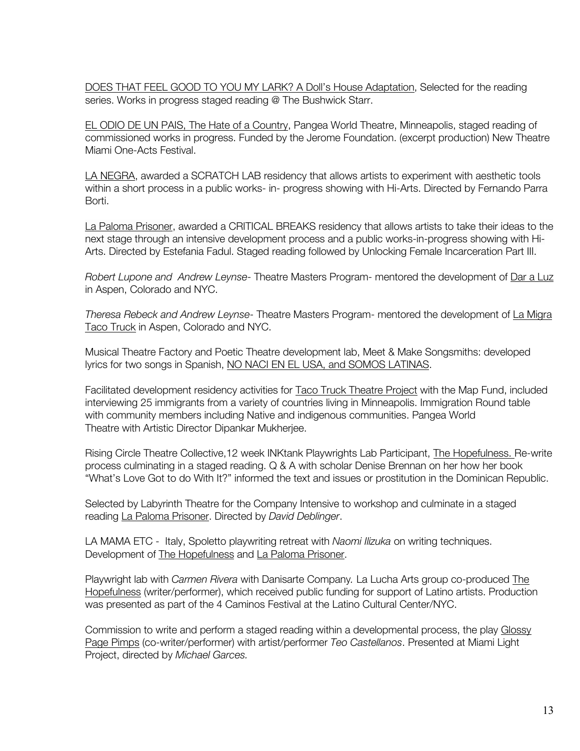<u>DOES THAT FEEL GOOD TO YOU MY LARK? A Doll's House Adaptation</u>, Selected for the reading series. Works in progress staged reading @ The Bushwick Starr.

<u>EL ODIO DE UN PAIS, The Hate of a Country</u>, Pangea World Theatre, Minneapolis, staged reading of commissioned works in progress. Funded by the Jerome Foundation. (excerpt production) New Theatre Miami One-Acts Festival.

<u>LA NEGRA</u>, awarded a SCRATCH LAB residency that allows artists to experiment with aesthetic tools within a short process in a public works- in- progress showing with Hi-Arts. Directed by Fernando Parra Borti.

<u>La Paloma Prisoner</u>, awarded a CRITICAL BREAKS residency that allows artists to take their ideas to the next stage through an intensive development process and a public works-in-progress showing with Hi-Arts. Directed by Estefania Fadul. Staged reading followed by Unlocking Female Incarceration Part III.

*Robert Lupone and Andrew Leynse*- Theatre Masters Program- mentored the development of <u>Dar a Luz</u> in Aspen, Colorado and NYC.

*Theresa Rebeck and Andrew Leynse*- Theatre Masters Program- mentored the development of <u>La Migra Taco Truck</u> in Aspen, Colorado and NYC.

Musical Theatre Factory and Poetic Theatre development lab, Meet & Make Songsmiths: developed lyrics for two songs in Spanish, <u>NO NACI EN EL USA, and SOMOS LATINAS</u>.

Facilitated development residency activities for <u>Taco Truck Theatre Project</u> with the Map Fund, included interviewing 25 immigrants from a variety of countries living in Minneapolis. Immigration Round table with community members including Native and indigenous communities. Pangea World Theatre with Artistic Director Dipankar Mukherjee.

Rising Circle Theatre Collective,12 week INKtank Playwrights Lab Participant, <u>The Hopefulness.</u> Re-write process culminating in a staged reading. Q & A with scholar Denise Brennan on her how her book "What's Love Got to do With It?" informed the text and issues or prostitution in the Dominican Republic.

Selected by Labyrinth Theatre for the Company Intensive to workshop and culminate in a staged reading <u>La Paloma Prisoner</u>. Directed by *David Deblinger*.

LA MAMA ETC - Italy, Spoletto playwriting retreat with *Naomi Ilizuka* on writing techniques. Development of <u>The Hopefulness</u> and <u>La Paloma Prisoner</u>.

Playwright lab with *Carmen Rivera* with Danisarte Company*.* La Lucha Arts group co-produced <u>The Hopefulness</u> (writer/performer), which received public funding for support of Latino artists. Production was presented as part of the 4 Caminos Festival at the Latino Cultural Center/NYC.

Commission to write and perform a staged reading within a developmental process, the play <u>Glossy Page Pimps</u> (co-writer/performer) with artist/performer *Teo Castellanos*. Presented at Miami Light Project, directed by *Michael Garces.*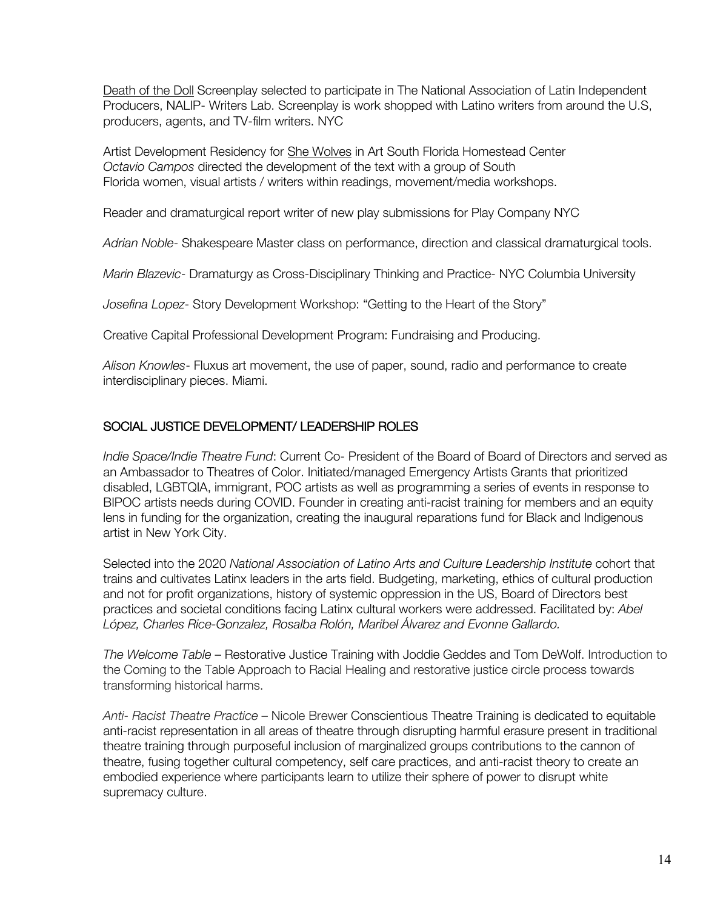Death of the Doll Screenplay selected to participate in The National Association of Latin Independent Producers, NALIP- Writers Lab. Screenplay is work shopped with Latino writers from around the U.S, producers, agents, and TV-film writers. NYC

Artist Development Residency for She Wolves in Art South Florida Homestead Center
*Octavio Campos* directed the development of the text with a group of South Florida women, visual artists / writers within readings, movement/media workshops.

Reader and dramaturgical report writer of new play submissions for Play Company NYC

*Adrian Noble*- Shakespeare Master class on performance, direction and classical dramaturgical tools.

*Marin Blazevic*- Dramaturgy as Cross-Disciplinary Thinking and Practice- NYC Columbia University

*Josefina Lopez*- Story Development Workshop: "Getting to the Heart of the Story"

Creative Capital Professional Development Program: Fundraising and Producing.

*Alison Knowles*- Fluxus art movement, the use of paper, sound, radio and performance to create interdisciplinary pieces. Miami.

## SOCIAL JUSTICE DEVELOPMENT/ LEADERSHIP ROLES

*Indie Space/Indie Theatre Fund*: Current Co- President of the Board of Board of Directors and served as an Ambassador to Theatres of Color. Initiated/managed Emergency Artists Grants that prioritized disabled, LGBTQIA, immigrant, POC artists as well as programming a series of events in response to BIPOC artists needs during COVID. Founder in creating anti-racist training for members and an equity lens in funding for the organization, creating the inaugural reparations fund for Black and Indigenous artist in New York City.

Selected into the 2020 *National Association of Latino Arts and Culture Leadership Institute* cohort that trains and cultivates Latinx leaders in the arts field. Budgeting, marketing, ethics of cultural production and not for profit organizations, history of systemic oppression in the US, Board of Directors best practices and societal conditions facing Latinx cultural workers were addressed. Facilitated by: *Abel López, Charles Rice-Gonzalez, Rosalba Rolón, Maribel Álvarez and Evonne Gallardo.*

*The Welcome Table* – Restorative Justice Training with Joddie Geddes and Tom DeWolf. Introduction to the Coming to the Table Approach to Racial Healing and restorative justice circle process towards transforming historical harms.

*Anti- Racist Theatre Practice* – Nicole Brewer Conscientious Theatre Training is dedicated to equitable anti-racist representation in all areas of theatre through disrupting harmful erasure present in traditional theatre training through purposeful inclusion of marginalized groups contributions to the cannon of theatre, fusing together cultural competency, self care practices, and anti-racist theory to create an embodied experience where participants learn to utilize their sphere of power to disrupt white supremacy culture.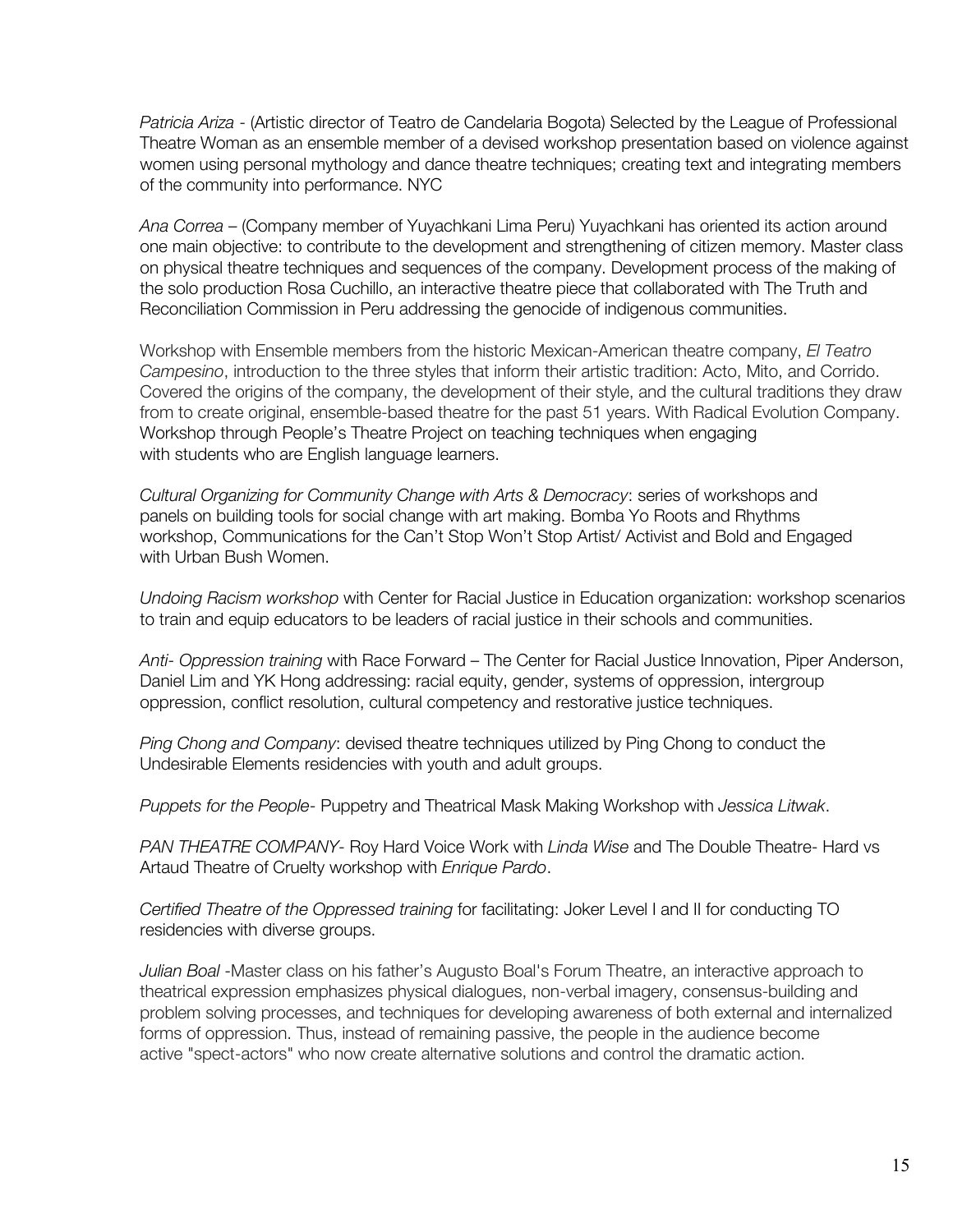*Patricia Ariza* - (Artistic director of Teatro de Candelaria Bogota) Selected by the League of Professional Theatre Woman as an ensemble member of a devised workshop presentation based on violence against women using personal mythology and dance theatre techniques; creating text and integrating members of the community into performance. NYC

*Ana Correa* – (Company member of Yuyachkani Lima Peru) Yuyachkani has oriented its action around one main objective: to contribute to the development and strengthening of citizen memory. Master class on physical theatre techniques and sequences of the company. Development process of the making of the solo production Rosa Cuchillo, an interactive theatre piece that collaborated with The Truth and Reconciliation Commission in Peru addressing the genocide of indigenous communities.

Workshop with Ensemble members from the historic Mexican-American theatre company, *El Teatro Campesino*, introduction to the three styles that inform their artistic tradition: Acto, Mito, and Corrido. Covered the origins of the company, the development of their style, and the cultural traditions they draw from to create original, ensemble-based theatre for the past 51 years. With Radical Evolution Company. Workshop through People's Theatre Project on teaching techniques when engaging with students who are English language learners.

*Cultural Organizing for Community Change with Arts & Democracy*: series of workshops and panels on building tools for social change with art making. Bomba Yo Roots and Rhythms workshop, Communications for the Can't Stop Won't Stop Artist/ Activist and Bold and Engaged with Urban Bush Women.

*Undoing Racism workshop* with Center for Racial Justice in Education organization: workshop scenarios to train and equip educators to be leaders of racial justice in their schools and communities.

*Anti- Oppression training* with Race Forward – The Center for Racial Justice Innovation, Piper Anderson, Daniel Lim and YK Hong addressing: racial equity, gender, systems of oppression, intergroup oppression, conflict resolution, cultural competency and restorative justice techniques.

*Ping Chong and Company*: devised theatre techniques utilized by Ping Chong to conduct the Undesirable Elements residencies with youth and adult groups.

*Puppets for the People*- Puppetry and Theatrical Mask Making Workshop with *Jessica Litwak*.

*PAN THEATRE COMPANY*- Roy Hard Voice Work with *Linda Wise* and The Double Theatre- Hard vs Artaud Theatre of Cruelty workshop with *Enrique Pardo*.

*Certified Theatre of the Oppressed training* for facilitating: Joker Level I and II for conducting TO residencies with diverse groups.

*Julian Boal* -Master class on his father's Augusto Boal's Forum Theatre, an interactive approach to theatrical expression emphasizes physical dialogues, non-verbal imagery, consensus-building and problem solving processes, and techniques for developing awareness of both external and internalized forms of oppression. Thus, instead of remaining passive, the people in the audience become active "spect-actors" who now create alternative solutions and control the dramatic action.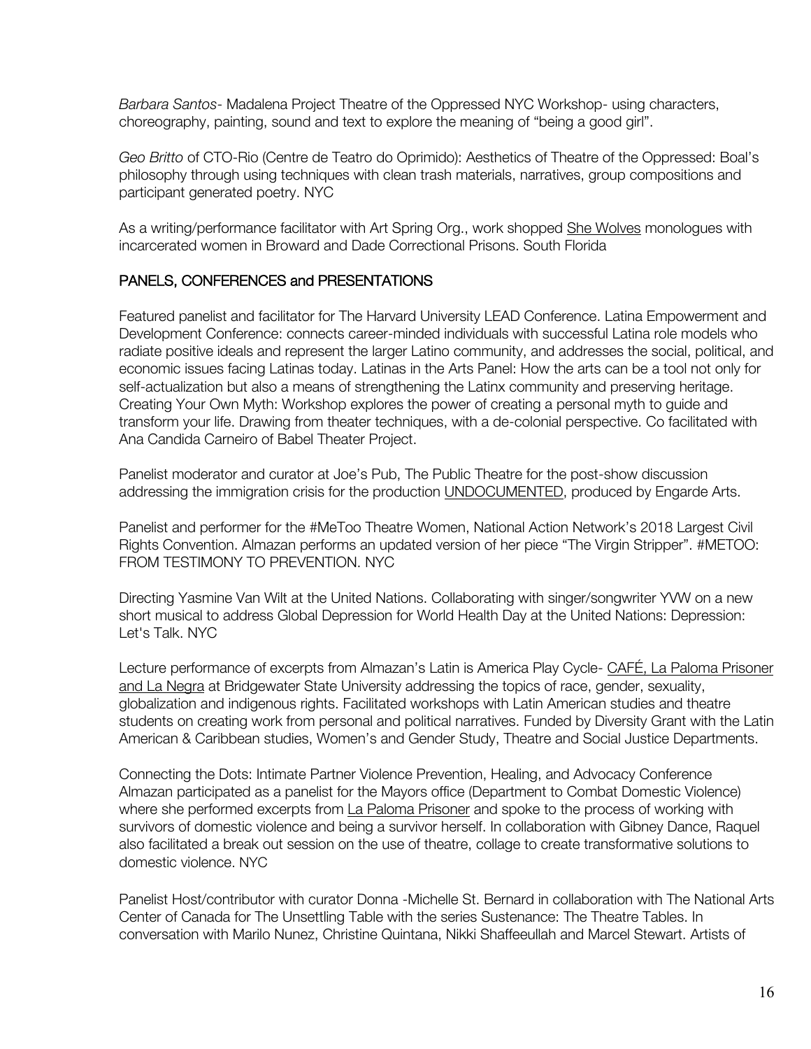*Barbara Santos*- Madalena Project Theatre of the Oppressed NYC Workshop- using characters, choreography, painting, sound and text to explore the meaning of "being a good girl".

*Geo Britto* of CTO-Rio (Centre de Teatro do Oprimido): Aesthetics of Theatre of the Oppressed: Boal's philosophy through using techniques with clean trash materials, narratives, group compositions and participant generated poetry. NYC

As a writing/performance facilitator with Art Spring Org., work shopped She Wolves monologues with incarcerated women in Broward and Dade Correctional Prisons. South Florida

## PANELS, CONFERENCES and PRESENTATIONS

Featured panelist and facilitator for The Harvard University LEAD Conference. Latina Empowerment and Development Conference: connects career-minded individuals with successful Latina role models who radiate positive ideals and represent the larger Latino community, and addresses the social, political, and economic issues facing Latinas today. Latinas in the Arts Panel: How the arts can be a tool not only for self-actualization but also a means of strengthening the Latinx community and preserving heritage. Creating Your Own Myth: Workshop explores the power of creating a personal myth to guide and transform your life. Drawing from theater techniques, with a de-colonial perspective. Co facilitated with Ana Candida Carneiro of Babel Theater Project.

Panelist moderator and curator at Joe's Pub, The Public Theatre for the post-show discussion addressing the immigration crisis for the production UNDOCUMENTED, produced by Engarde Arts.

Panelist and performer for the #MeToo Theatre Women, National Action Network's 2018 Largest Civil Rights Convention. Almazan performs an updated version of her piece "The Virgin Stripper". #METOO: FROM TESTIMONY TO PREVENTION. NYC

Directing Yasmine Van Wilt at the United Nations. Collaborating with singer/songwriter YVW on a new short musical to address Global Depression for World Health Day at the United Nations: Depression: Let's Talk. NYC

Lecture performance of excerpts from Almazan's Latin is America Play Cycle- CAFÉ, La Paloma Prisoner and La Negra at Bridgewater State University addressing the topics of race, gender, sexuality, globalization and indigenous rights. Facilitated workshops with Latin American studies and theatre students on creating work from personal and political narratives. Funded by Diversity Grant with the Latin American & Caribbean studies, Women's and Gender Study, Theatre and Social Justice Departments.

Connecting the Dots: Intimate Partner Violence Prevention, Healing, and Advocacy Conference Almazan participated as a panelist for the Mayors office (Department to Combat Domestic Violence) where she performed excerpts from La Paloma Prisoner and spoke to the process of working with survivors of domestic violence and being a survivor herself. In collaboration with Gibney Dance, Raquel also facilitated a break out session on the use of theatre, collage to create transformative solutions to domestic violence. NYC

Panelist Host/contributor with curator Donna -Michelle St. Bernard in collaboration with The National Arts Center of Canada for The Unsettling Table with the series Sustenance: The Theatre Tables. In conversation with Marilo Nunez, Christine Quintana, Nikki Shaffeeullah and Marcel Stewart. Artists of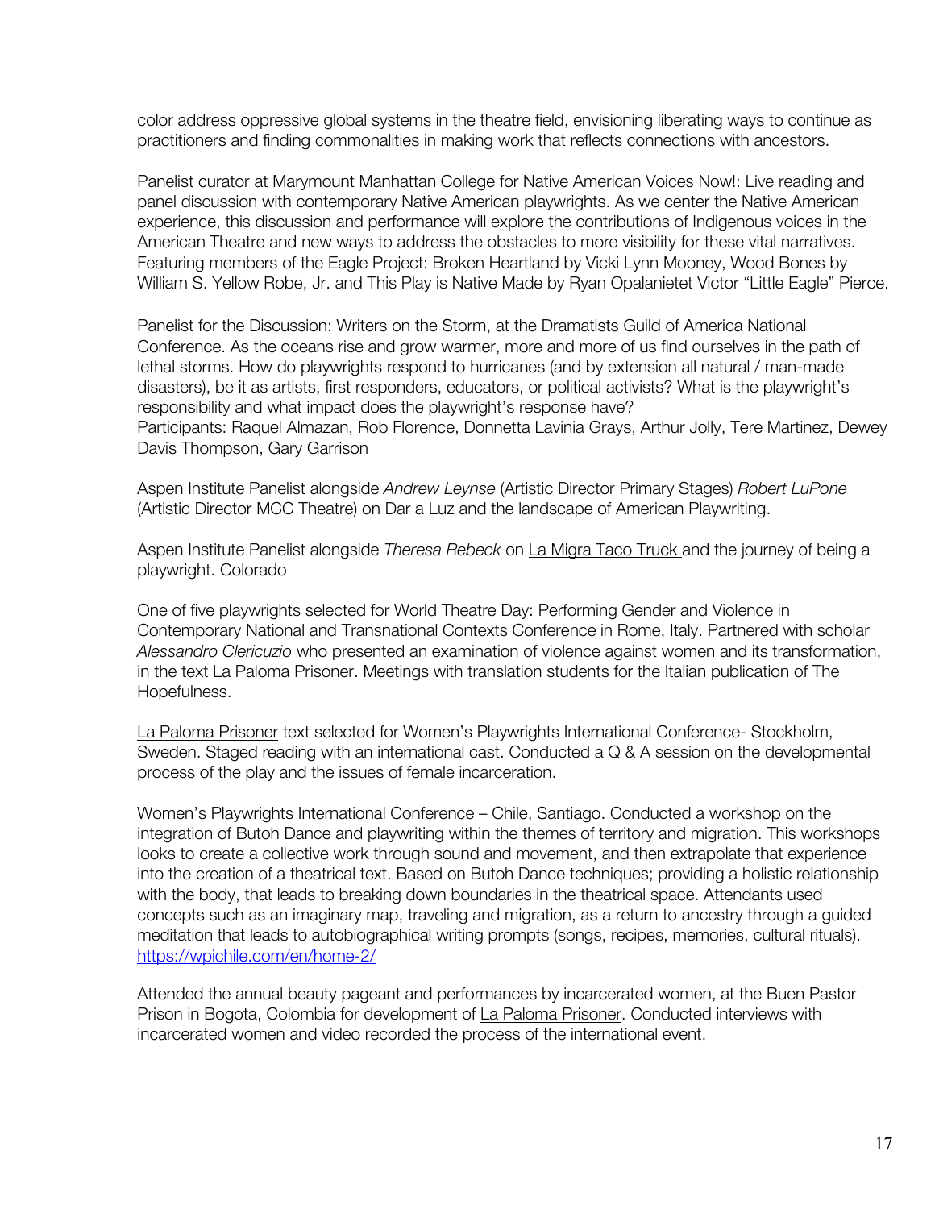color address oppressive global systems in the theatre field, envisioning liberating ways to continue as practitioners and finding commonalities in making work that reflects connections with ancestors.

Panelist curator at Marymount Manhattan College for Native American Voices Now!: Live reading and panel discussion with contemporary Native American playwrights. As we center the Native American experience, this discussion and performance will explore the contributions of Indigenous voices in the American Theatre and new ways to address the obstacles to more visibility for these vital narratives. Featuring members of the Eagle Project: Broken Heartland by Vicki Lynn Mooney, Wood Bones by William S. Yellow Robe, Jr. and This Play is Native Made by Ryan Opalanietet Victor "Little Eagle" Pierce.

Panelist for the Discussion: Writers on the Storm, at the Dramatists Guild of America National Conference. As the oceans rise and grow warmer, more and more of us find ourselves in the path of lethal storms. How do playwrights respond to hurricanes (and by extension all natural / man-made disasters), be it as artists, first responders, educators, or political activists? What is the playwright's responsibility and what impact does the playwright's response have?
Participants: Raquel Almazan, Rob Florence, Donnetta Lavinia Grays, Arthur Jolly, Tere Martinez, Dewey Davis Thompson, Gary Garrison

Aspen Institute Panelist alongside *Andrew Leynse* (Artistic Director Primary Stages) *Robert LuPone* (Artistic Director MCC Theatre) on Dar a Luz and the landscape of American Playwriting.

Aspen Institute Panelist alongside *Theresa Rebeck* on La Migra Taco Truck and the journey of being a playwright. Colorado

One of five playwrights selected for World Theatre Day: Performing Gender and Violence in Contemporary National and Transnational Contexts Conference in Rome, Italy. Partnered with scholar *Alessandro Clericuzio* who presented an examination of violence against women and its transformation, in the text La Paloma Prisoner. Meetings with translation students for the Italian publication of The Hopefulness.

La Paloma Prisoner text selected for Women's Playwrights International Conference- Stockholm, Sweden. Staged reading with an international cast. Conducted a Q & A session on the developmental process of the play and the issues of female incarceration.

Women's Playwrights International Conference – Chile, Santiago. Conducted a workshop on the integration of Butoh Dance and playwriting within the themes of territory and migration. This workshops looks to create a collective work through sound and movement, and then extrapolate that experience into the creation of a theatrical text. Based on Butoh Dance techniques; providing a holistic relationship with the body, that leads to breaking down boundaries in the theatrical space. Attendants used concepts such as an imaginary map, traveling and migration, as a return to ancestry through a guided meditation that leads to autobiographical writing prompts (songs, recipes, memories, cultural rituals). https://wpichile.com/en/home-2/

Attended the annual beauty pageant and performances by incarcerated women, at the Buen Pastor Prison in Bogota, Colombia for development of La Paloma Prisoner. Conducted interviews with incarcerated women and video recorded the process of the international event.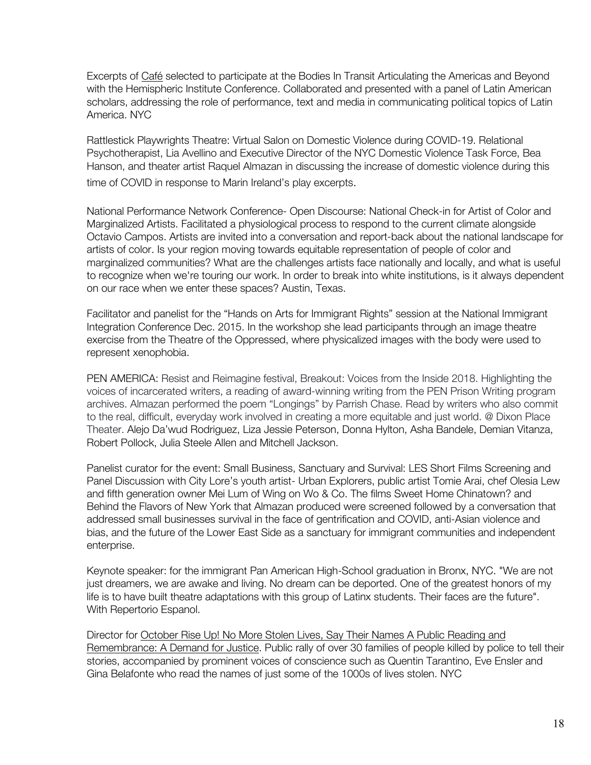Excerpts of Café selected to participate at the Bodies In Transit Articulating the Americas and Beyond with the Hemispheric Institute Conference. Collaborated and presented with a panel of Latin American scholars, addressing the role of performance, text and media in communicating political topics of Latin America. NYC

Rattlestick Playwrights Theatre: Virtual Salon on Domestic Violence during COVID-19. Relational Psychotherapist, Lia Avellino and Executive Director of the NYC Domestic Violence Task Force, Bea Hanson, and theater artist Raquel Almazan in discussing the increase of domestic violence during this time of COVID in response to Marin Ireland's play excerpts.

National Performance Network Conference- Open Discourse: National Check-in for Artist of Color and Marginalized Artists. Facilitated a physiological process to respond to the current climate alongside Octavio Campos. Artists are invited into a conversation and report-back about the national landscape for artists of color. Is your region moving towards equitable representation of people of color and marginalized communities? What are the challenges artists face nationally and locally, and what is useful to recognize when we're touring our work. In order to break into white institutions, is it always dependent on our race when we enter these spaces? Austin, Texas.

Facilitator and panelist for the "Hands on Arts for Immigrant Rights" session at the National Immigrant Integration Conference Dec. 2015. In the workshop she lead participants through an image theatre exercise from the Theatre of the Oppressed, where physicalized images with the body were used to represent xenophobia.

PEN AMERICA: Resist and Reimagine festival, Breakout: Voices from the Inside 2018. Highlighting the voices of incarcerated writers, a reading of award-winning writing from the PEN Prison Writing program archives. Almazan performed the poem "Longings" by Parrish Chase. Read by writers who also commit to the real, difficult, everyday work involved in creating a more equitable and just world. @ Dixon Place Theater. Alejo Da'wud Rodriguez, Liza Jessie Peterson, Donna Hylton, Asha Bandele, Demian Vitanza, Robert Pollock, Julia Steele Allen and Mitchell Jackson.

Panelist curator for the event: Small Business, Sanctuary and Survival: LES Short Films Screening and Panel Discussion with City Lore's youth artist- Urban Explorers, public artist Tomie Arai, chef Olesia Lew and fifth generation owner Mei Lum of Wing on Wo & Co. The films Sweet Home Chinatown? and Behind the Flavors of New York that Almazan produced were screened followed by a conversation that addressed small businesses survival in the face of gentrification and COVID, anti-Asian violence and bias, and the future of the Lower East Side as a sanctuary for immigrant communities and independent enterprise.

Keynote speaker: for the immigrant Pan American High-School graduation in Bronx, NYC. "We are not just dreamers, we are awake and living. No dream can be deported. One of the greatest honors of my life is to have built theatre adaptations with this group of Latinx students. Their faces are the future". With Repertorio Espanol.

Director for October Rise Up! No More Stolen Lives, Say Their Names A Public Reading and Remembrance: A Demand for Justice. Public rally of over 30 families of people killed by police to tell their stories, accompanied by prominent voices of conscience such as Quentin Tarantino, Eve Ensler and Gina Belafonte who read the names of just some of the 1000s of lives stolen. NYC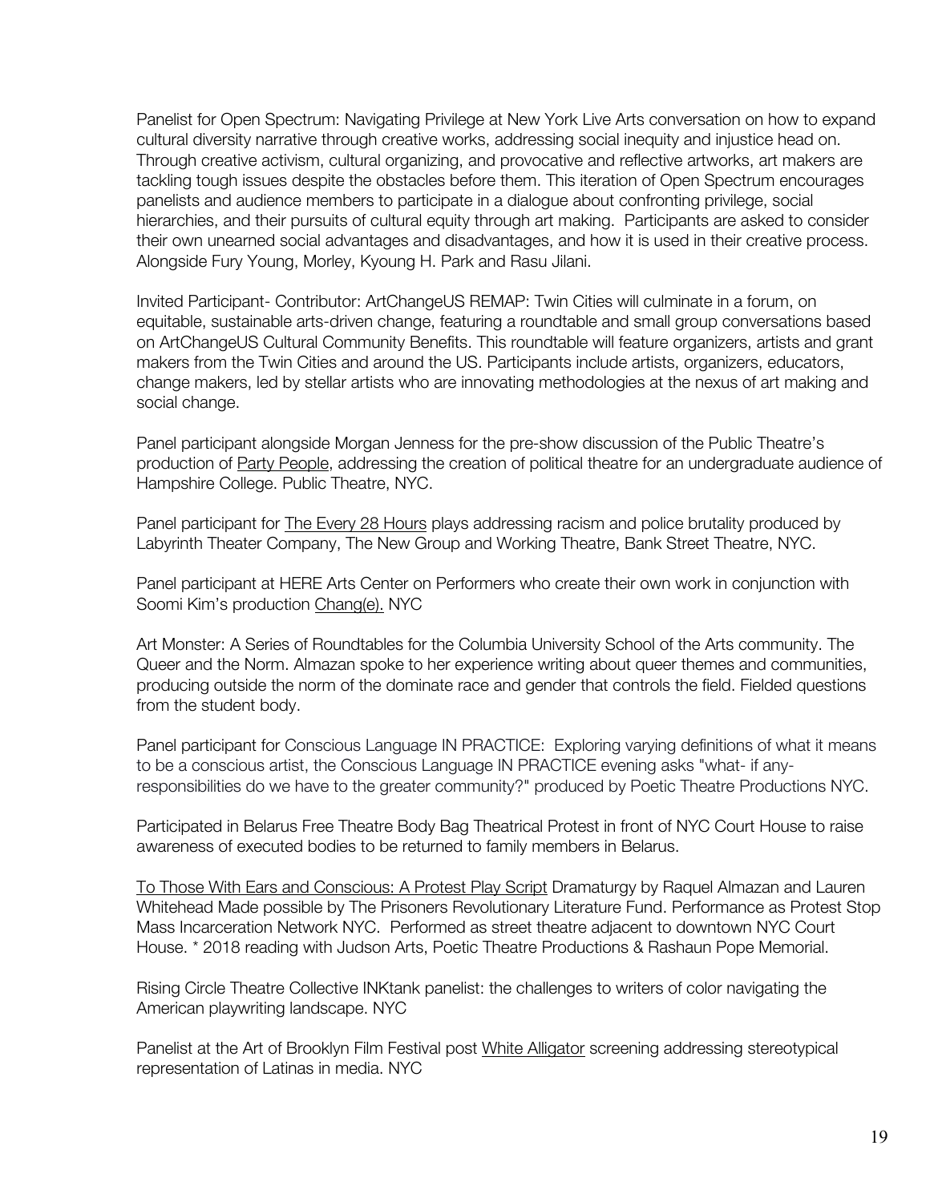Panelist for Open Spectrum: Navigating Privilege at New York Live Arts conversation on how to expand cultural diversity narrative through creative works, addressing social inequity and injustice head on. Through creative activism, cultural organizing, and provocative and reflective artworks, art makers are tackling tough issues despite the obstacles before them. This iteration of Open Spectrum encourages panelists and audience members to participate in a dialogue about confronting privilege, social hierarchies, and their pursuits of cultural equity through art making. Participants are asked to consider their own unearned social advantages and disadvantages, and how it is used in their creative process. Alongside Fury Young, Morley, Kyoung H. Park and Rasu Jilani.

Invited Participant- Contributor: ArtChangeUS REMAP: Twin Cities will culminate in a forum, on equitable, sustainable arts-driven change, featuring a roundtable and small group conversations based on ArtChangeUS Cultural Community Benefits. This roundtable will feature organizers, artists and grant makers from the Twin Cities and around the US. Participants include artists, organizers, educators, change makers, led by stellar artists who are innovating methodologies at the nexus of art making and social change.

Panel participant alongside Morgan Jenness for the pre-show discussion of the Public Theatre's production of <u>Party People</u>, addressing the creation of political theatre for an undergraduate audience of Hampshire College. Public Theatre, NYC.

Panel participant for <u>The Every 28 Hours</u> plays addressing racism and police brutality produced by Labyrinth Theater Company, The New Group and Working Theatre, Bank Street Theatre, NYC.

Panel participant at HERE Arts Center on Performers who create their own work in conjunction with Soomi Kim's production <u>Chang(e).</u> NYC

Art Monster: A Series of Roundtables for the Columbia University School of the Arts community. The Queer and the Norm. Almazan spoke to her experience writing about queer themes and communities, producing outside the norm of the dominate race and gender that controls the field. Fielded questions from the student body.

Panel participant for Conscious Language IN PRACTICE: Exploring varying definitions of what it means to be a conscious artist, the Conscious Language IN PRACTICE evening asks "what- if any- responsibilities do we have to the greater community?" produced by Poetic Theatre Productions NYC.

Participated in Belarus Free Theatre Body Bag Theatrical Protest in front of NYC Court House to raise awareness of executed bodies to be returned to family members in Belarus.

<u>To Those With Ears and Conscious: A Protest Play Script</u> Dramaturgy by Raquel Almazan and Lauren Whitehead Made possible by The Prisoners Revolutionary Literature Fund. Performance as Protest Stop Mass Incarceration Network NYC. Performed as street theatre adjacent to downtown NYC Court House. * 2018 reading with Judson Arts, Poetic Theatre Productions & Rashaun Pope Memorial.

Rising Circle Theatre Collective INKtank panelist: the challenges to writers of color navigating the American playwriting landscape. NYC

Panelist at the Art of Brooklyn Film Festival post <u>White Alligator</u> screening addressing stereotypical representation of Latinas in media. NYC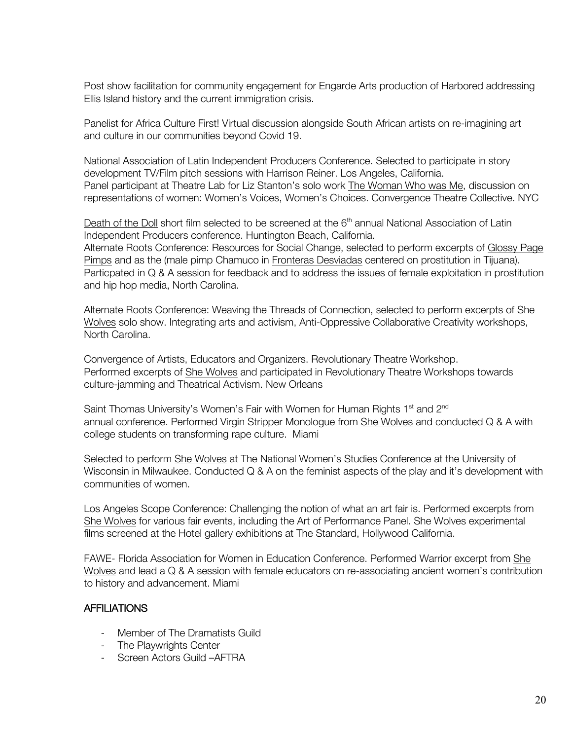Post show facilitation for community engagement for Engarde Arts production of Harbored addressing Ellis Island history and the current immigration crisis.

Panelist for Africa Culture First! Virtual discussion alongside South African artists on re-imagining art and culture in our communities beyond Covid 19.

National Association of Latin Independent Producers Conference. Selected to participate in story development TV/Film pitch sessions with Harrison Reiner. Los Angeles, California.
Panel participant at Theatre Lab for Liz Stanton's solo work The Woman Who was Me, discussion on representations of women: Women's Voices, Women's Choices. Convergence Theatre Collective. NYC

Death of the Doll short film selected to be screened at the 6th annual National Association of Latin Independent Producers conference. Huntington Beach, California.
Alternate Roots Conference: Resources for Social Change, selected to perform excerpts of Glossy Page Pimps and as the (male pimp Chamuco in Fronteras Desviadas centered on prostitution in Tijuana). Particpated in Q & A session for feedback and to address the issues of female exploitation in prostitution and hip hop media, North Carolina.

Alternate Roots Conference: Weaving the Threads of Connection, selected to perform excerpts of She Wolves solo show. Integrating arts and activism, Anti-Oppressive Collaborative Creativity workshops, North Carolina.

Convergence of Artists, Educators and Organizers. Revolutionary Theatre Workshop.
Performed excerpts of She Wolves and participated in Revolutionary Theatre Workshops towards culture-jamming and Theatrical Activism. New Orleans

Saint Thomas University's Women's Fair with Women for Human Rights 1st and 2nd annual conference. Performed Virgin Stripper Monologue from She Wolves and conducted Q & A with college students on transforming rape culture. Miami

Selected to perform She Wolves at The National Women's Studies Conference at the University of Wisconsin in Milwaukee. Conducted Q & A on the feminist aspects of the play and it's development with communities of women.

Los Angeles Scope Conference: Challenging the notion of what an art fair is. Performed excerpts from She Wolves for various fair events, including the Art of Performance Panel. She Wolves experimental films screened at the Hotel gallery exhibitions at The Standard, Hollywood California.

FAWE- Florida Association for Women in Education Conference. Performed Warrior excerpt from She Wolves and lead a Q & A session with female educators on re-associating ancient women's contribution to history and advancement. Miami

## AFFILIATIONS

- Member of The Dramatists Guild
- The Playwrights Center
- Screen Actors Guild –AFTRA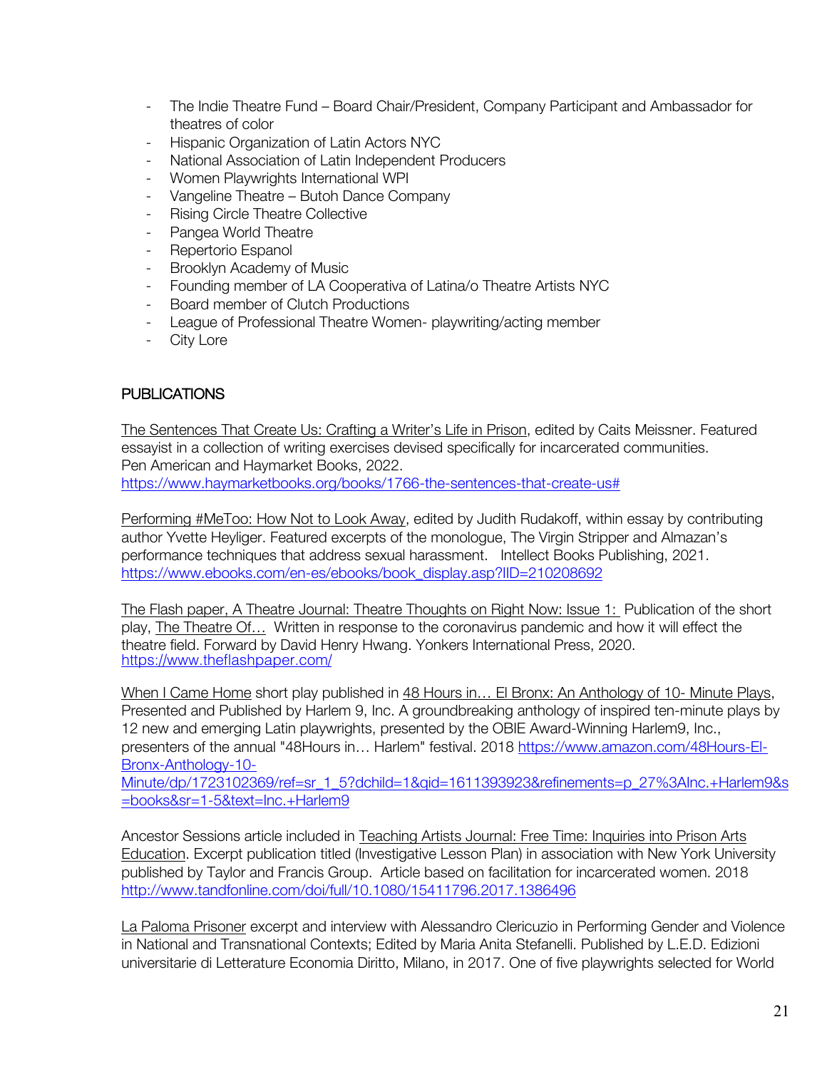- The Indie Theatre Fund – Board Chair/President, Company Participant and Ambassador for theatres of color
- Hispanic Organization of Latin Actors NYC
- National Association of Latin Independent Producers
- Women Playwrights International WPI
- Vangeline Theatre – Butoh Dance Company
- Rising Circle Theatre Collective
- Pangea World Theatre
- Repertorio Espanol
- Brooklyn Academy of Music
- Founding member of LA Cooperativa of Latina/o Theatre Artists NYC
- Board member of Clutch Productions
- League of Professional Theatre Women- playwriting/acting member
- City Lore

## PUBLICATIONS

The Sentences That Create Us: Crafting a Writer's Life in Prison, edited by Caits Meissner. Featured essayist in a collection of writing exercises devised specifically for incarcerated communities. Pen American and Haymarket Books, 2022.
https://www.haymarketbooks.org/books/1766-the-sentences-that-create-us#

Performing #MeToo: How Not to Look Away, edited by Judith Rudakoff, within essay by contributing author Yvette Heyliger. Featured excerpts of the monologue, The Virgin Stripper and Almazan's performance techniques that address sexual harassment. Intellect Books Publishing, 2021.
https://www.ebooks.com/en-es/ebooks/book_display.asp?IID=210208692

The Flash paper, A Theatre Journal: Theatre Thoughts on Right Now: Issue 1: Publication of the short play, The Theatre Of… Written in response to the coronavirus pandemic and how it will effect the theatre field. Forward by David Henry Hwang. Yonkers International Press, 2020.
https://www.theflashpaper.com/

When I Came Home short play published in 48 Hours in… El Bronx: An Anthology of 10- Minute Plays, Presented and Published by Harlem 9, Inc. A groundbreaking anthology of inspired ten-minute plays by 12 new and emerging Latin playwrights, presented by the OBIE Award-Winning Harlem9, Inc., presenters of the annual "48Hours in… Harlem" festival. 2018 https://www.amazon.com/48Hours-El-Bronx-Anthology-10-Minute/dp/1723102369/ref=sr_1_5?dchild=1&qid=1611393923&refinements=p_27%3AInc.+Harlem9&s=books&sr=1-5&text=Inc.+Harlem9

Ancestor Sessions article included in Teaching Artists Journal: Free Time: Inquiries into Prison Arts Education. Excerpt publication titled (Investigative Lesson Plan) in association with New York University published by Taylor and Francis Group. Article based on facilitation for incarcerated women. 2018
http://www.tandfonline.com/doi/full/10.1080/15411796.2017.1386496

La Paloma Prisoner excerpt and interview with Alessandro Clericuzio in Performing Gender and Violence in National and Transnational Contexts; Edited by Maria Anita Stefanelli. Published by L.E.D. Edizioni universitarie di Letterature Economia Diritto, Milano, in 2017. One of five playwrights selected for World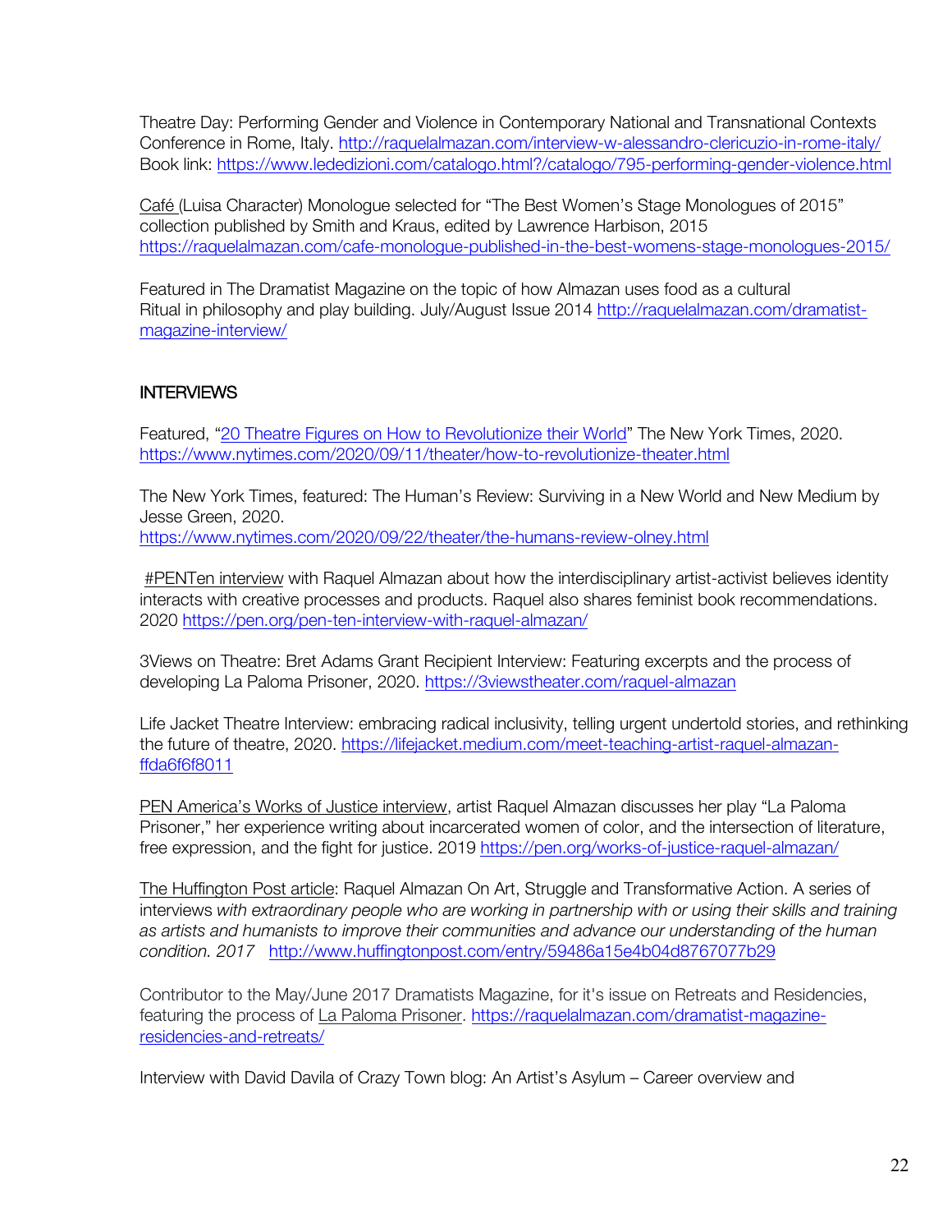Theatre Day: Performing Gender and Violence in Contemporary National and Transnational Contexts Conference in Rome, Italy. http://raquelalmazan.com/interview-w-alessandro-clericuzio-in-rome-italy/
Book link: https://www.ledizioni.com/catalogo.html?/catalogo/795-performing-gender-violence.html

Café (Luisa Character) Monologue selected for "The Best Women's Stage Monologues of 2015" collection published by Smith and Kraus, edited by Lawrence Harbison, 2015
https://raquelalmazan.com/cafe-monologue-published-in-the-best-womens-stage-monologues-2015/

Featured in The Dramatist Magazine on the topic of how Almazan uses food as a cultural Ritual in philosophy and play building. July/August Issue 2014 http://raquelalmazan.com/dramatist-magazine-interview/

## INTERVIEWS

Featured, "20 Theatre Figures on How to Revolutionize their World" The New York Times, 2020.
https://www.nytimes.com/2020/09/11/theater/how-to-revolutionize-theater.html

The New York Times, featured: The Human's Review: Surviving in a New World and New Medium by Jesse Green, 2020.
https://www.nytimes.com/2020/09/22/theater/the-humans-review-olney.html

#PENTen interview with Raquel Almazan about how the interdisciplinary artist-activist believes identity interacts with creative processes and products. Raquel also shares feminist book recommendations. 2020 https://pen.org/pen-ten-interview-with-raquel-almazan/

3Views on Theatre: Bret Adams Grant Recipient Interview: Featuring excerpts and the process of developing La Paloma Prisoner, 2020. https://3viewstheater.com/raquel-almazan

Life Jacket Theatre Interview: embracing radical inclusivity, telling urgent undertold stories, and rethinking the future of theatre, 2020. https://lifejacket.medium.com/meet-teaching-artist-raquel-almazan-ffda6f6f8011

PEN America's Works of Justice interview, artist Raquel Almazan discusses her play "La Paloma Prisoner," her experience writing about incarcerated women of color, and the intersection of literature, free expression, and the fight for justice. 2019 https://pen.org/works-of-justice-raquel-almazan/

The Huffington Post article: Raquel Almazan On Art, Struggle and Transformative Action. A series of interviews *with extraordinary people who are working in partnership with or using their skills and training as artists and humanists to improve their communities and advance our understanding of the human condition. 2017* http://www.huffingtonpost.com/entry/59486a15e4b04d8767077b29

Contributor to the May/June 2017 Dramatists Magazine, for it's issue on Retreats and Residencies, featuring the process of La Paloma Prisoner. https://raquelalmazan.com/dramatist-magazine-residencies-and-retreats/

Interview with David Davila of Crazy Town blog: An Artist's Asylum – Career overview and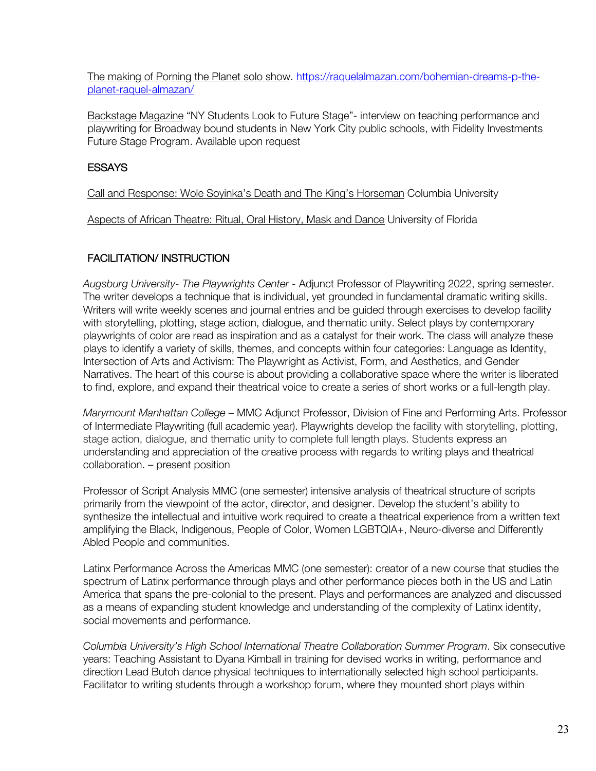The making of Porning the Planet solo show. https://raquelalmazan.com/bohemian-dreams-p-the-planet-raquel-almazan/

Backstage Magazine "NY Students Look to Future Stage"- interview on teaching performance and playwriting for Broadway bound students in New York City public schools, with Fidelity Investments Future Stage Program. Available upon request

## ESSAYS

Call and Response: Wole Soyinka's Death and The King's Horseman Columbia University

Aspects of African Theatre: Ritual, Oral History, Mask and Dance University of Florida

## FACILITATION/ INSTRUCTION

*Augsburg University- The Playwrights Center* - Adjunct Professor of Playwriting 2022, spring semester. The writer develops a technique that is individual, yet grounded in fundamental dramatic writing skills. Writers will write weekly scenes and journal entries and be guided through exercises to develop facility with storytelling, plotting, stage action, dialogue, and thematic unity. Select plays by contemporary playwrights of color are read as inspiration and as a catalyst for their work. The class will analyze these plays to identify a variety of skills, themes, and concepts within four categories: Language as Identity, Intersection of Arts and Activism: The Playwright as Activist, Form, and Aesthetics, and Gender Narratives. The heart of this course is about providing a collaborative space where the writer is liberated to find, explore, and expand their theatrical voice to create a series of short works or a full-length play.

*Marymount Manhattan College* – MMC Adjunct Professor, Division of Fine and Performing Arts. Professor of Intermediate Playwriting (full academic year). Playwrights develop the facility with storytelling, plotting, stage action, dialogue, and thematic unity to complete full length plays. Students express an understanding and appreciation of the creative process with regards to writing plays and theatrical collaboration. – present position

Professor of Script Analysis MMC (one semester) intensive analysis of theatrical structure of scripts primarily from the viewpoint of the actor, director, and designer. Develop the student's ability to synthesize the intellectual and intuitive work required to create a theatrical experience from a written text amplifying the Black, Indigenous, People of Color, Women LGBTQIA+, Neuro-diverse and Differently Abled People and communities.

Latinx Performance Across the Americas MMC (one semester): creator of a new course that studies the spectrum of Latinx performance through plays and other performance pieces both in the US and Latin America that spans the pre-colonial to the present. Plays and performances are analyzed and discussed as a means of expanding student knowledge and understanding of the complexity of Latinx identity, social movements and performance.

*Columbia University's High School International Theatre Collaboration Summer Program*. Six consecutive years: Teaching Assistant to Dyana Kimball in training for devised works in writing, performance and direction Lead Butoh dance physical techniques to internationally selected high school participants. Facilitator to writing students through a workshop forum, where they mounted short plays within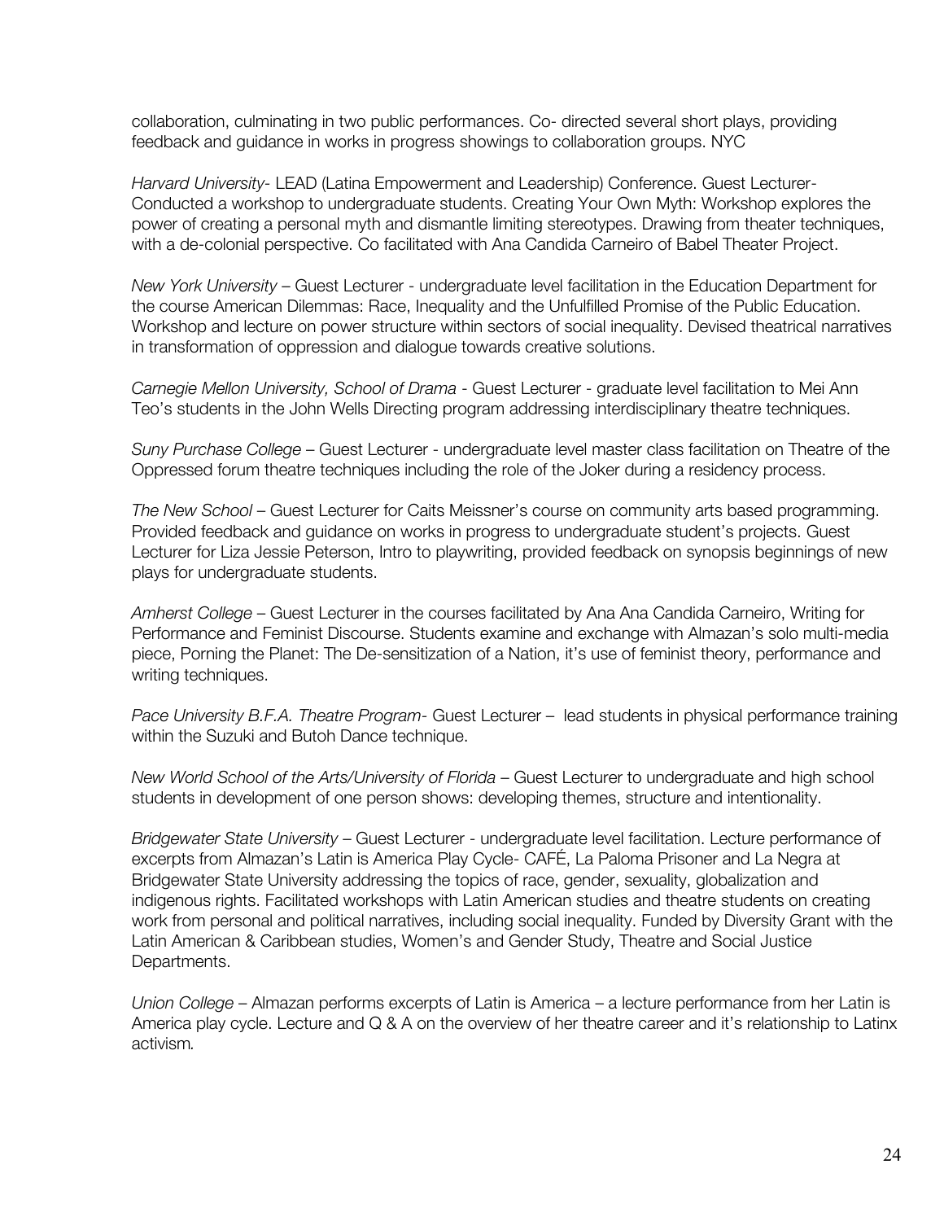collaboration, culminating in two public performances. Co- directed several short plays, providing feedback and guidance in works in progress showings to collaboration groups. NYC

*Harvard University*- LEAD (Latina Empowerment and Leadership) Conference. Guest Lecturer- Conducted a workshop to undergraduate students. Creating Your Own Myth: Workshop explores the power of creating a personal myth and dismantle limiting stereotypes. Drawing from theater techniques, with a de-colonial perspective. Co facilitated with Ana Candida Carneiro of Babel Theater Project.

*New York University* – Guest Lecturer - undergraduate level facilitation in the Education Department for the course American Dilemmas: Race, Inequality and the Unfulfilled Promise of the Public Education. Workshop and lecture on power structure within sectors of social inequality. Devised theatrical narratives in transformation of oppression and dialogue towards creative solutions.

*Carnegie Mellon University, School of Drama* - Guest Lecturer - graduate level facilitation to Mei Ann Teo's students in the John Wells Directing program addressing interdisciplinary theatre techniques.

*Suny Purchase College* – Guest Lecturer - undergraduate level master class facilitation on Theatre of the Oppressed forum theatre techniques including the role of the Joker during a residency process.

*The New School* – Guest Lecturer for Caits Meissner's course on community arts based programming. Provided feedback and guidance on works in progress to undergraduate student's projects. Guest Lecturer for Liza Jessie Peterson, Intro to playwriting, provided feedback on synopsis beginnings of new plays for undergraduate students.

*Amherst College* – Guest Lecturer in the courses facilitated by Ana Ana Candida Carneiro, Writing for Performance and Feminist Discourse. Students examine and exchange with Almazan's solo multi-media piece, Porning the Planet: The De-sensitization of a Nation, it's use of feminist theory, performance and writing techniques.

*Pace University B.F.A. Theatre Program*- Guest Lecturer – lead students in physical performance training within the Suzuki and Butoh Dance technique.

*New World School of the Arts/University of Florida* – Guest Lecturer to undergraduate and high school students in development of one person shows: developing themes, structure and intentionality.

*Bridgewater State University* – Guest Lecturer - undergraduate level facilitation. Lecture performance of excerpts from Almazan's Latin is America Play Cycle- CAFÉ, La Paloma Prisoner and La Negra at Bridgewater State University addressing the topics of race, gender, sexuality, globalization and indigenous rights. Facilitated workshops with Latin American studies and theatre students on creating work from personal and political narratives, including social inequality. Funded by Diversity Grant with the Latin American & Caribbean studies, Women's and Gender Study, Theatre and Social Justice Departments.

*Union College* – Almazan performs excerpts of Latin is America – a lecture performance from her Latin is America play cycle. Lecture and Q & A on the overview of her theatre career and it's relationship to Latinx activism*.*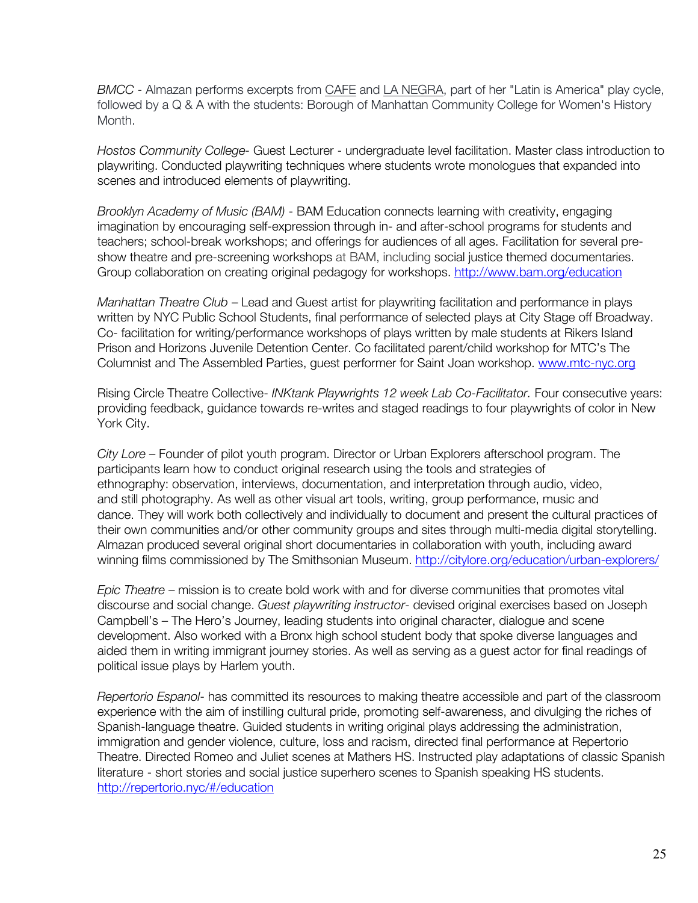*BMCC* - Almazan performs excerpts from CAFE and LA NEGRA, part of her "Latin is America" play cycle, followed by a Q & A with the students: Borough of Manhattan Community College for Women's History Month.

*Hostos Community College*- Guest Lecturer - undergraduate level facilitation. Master class introduction to playwriting. Conducted playwriting techniques where students wrote monologues that expanded into scenes and introduced elements of playwriting.

*Brooklyn Academy of Music (BAM)* - BAM Education connects learning with creativity, engaging imagination by encouraging self-expression through in- and after-school programs for students and teachers; school-break workshops; and offerings for audiences of all ages. Facilitation for several pre-show theatre and pre-screening workshops at BAM, including social justice themed documentaries. Group collaboration on creating original pedagogy for workshops. http://www.bam.org/education

*Manhattan Theatre Club* – Lead and Guest artist for playwriting facilitation and performance in plays written by NYC Public School Students, final performance of selected plays at City Stage off Broadway. Co- facilitation for writing/performance workshops of plays written by male students at Rikers Island Prison and Horizons Juvenile Detention Center. Co facilitated parent/child workshop for MTC's The Columnist and The Assembled Parties, guest performer for Saint Joan workshop. www.mtc-nyc.org

Rising Circle Theatre Collective- *INKtank Playwrights 12 week Lab Co-Facilitator.* Four consecutive years: providing feedback, guidance towards re-writes and staged readings to four playwrights of color in New York City.

*City Lore* – Founder of pilot youth program. Director or Urban Explorers afterschool program. The participants learn how to conduct original research using the tools and strategies of ethnography: observation, interviews, documentation, and interpretation through audio, video, and still photography. As well as other visual art tools, writing, group performance, music and dance. They will work both collectively and individually to document and present the cultural practices of their own communities and/or other community groups and sites through multi-media digital storytelling. Almazan produced several original short documentaries in collaboration with youth, including award winning films commissioned by The Smithsonian Museum. http://citylore.org/education/urban-explorers/

*Epic Theatre* – mission is to create bold work with and for diverse communities that promotes vital discourse and social change. *Guest playwriting instructor*- devised original exercises based on Joseph Campbell's – The Hero's Journey, leading students into original character, dialogue and scene development. Also worked with a Bronx high school student body that spoke diverse languages and aided them in writing immigrant journey stories. As well as serving as a guest actor for final readings of political issue plays by Harlem youth.

*Repertorio Espanol*- has committed its resources to making theatre accessible and part of the classroom experience with the aim of instilling cultural pride, promoting self-awareness, and divulging the riches of Spanish-language theatre. Guided students in writing original plays addressing the administration, immigration and gender violence, culture, loss and racism, directed final performance at Repertorio Theatre. Directed Romeo and Juliet scenes at Mathers HS. Instructed play adaptations of classic Spanish literature - short stories and social justice superhero scenes to Spanish speaking HS students. http://repertorio.nyc/#/education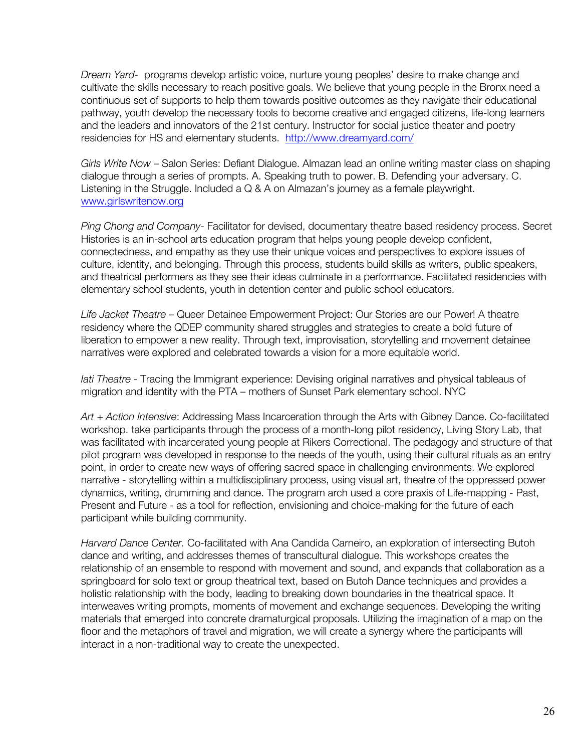*Dream Yard*- programs develop artistic voice, nurture young peoples' desire to make change and cultivate the skills necessary to reach positive goals. We believe that young people in the Bronx need a continuous set of supports to help them towards positive outcomes as they navigate their educational pathway, youth develop the necessary tools to become creative and engaged citizens, life-long learners and the leaders and innovators of the 21st century. Instructor for social justice theater and poetry residencies for HS and elementary students. [http://www.dreamyard.com/](http://www.dreamyard.com/)

*Girls Write Now* – Salon Series: Defiant Dialogue. Almazan lead an online writing master class on shaping dialogue through a series of prompts. A. Speaking truth to power. B. Defending your adversary. C. Listening in the Struggle. Included a Q & A on Almazan's journey as a female playwright. [www.girlswritenow.org](www.girlswritenow.org)

*Ping Chong and Company*- Facilitator for devised, documentary theatre based residency process. Secret Histories is an in-school arts education program that helps young people develop confident, connectedness, and empathy as they use their unique voices and perspectives to explore issues of culture, identity, and belonging. Through this process, students build skills as writers, public speakers, and theatrical performers as they see their ideas culminate in a performance. Facilitated residencies with elementary school students, youth in detention center and public school educators.

*Life Jacket Theatre* – Queer Detainee Empowerment Project: Our Stories are our Power! A theatre residency where the QDEP community shared struggles and strategies to create a bold future of liberation to empower a new reality. Through text, improvisation, storytelling and movement detainee narratives were explored and celebrated towards a vision for a more equitable world.

*Iati Theatre* - Tracing the Immigrant experience: Devising original narratives and physical tableaus of migration and identity with the PTA – mothers of Sunset Park elementary school. NYC

*Art + Action Intensive*: Addressing Mass Incarceration through the Arts with Gibney Dance. Co-facilitated workshop. take participants through the process of a month-long pilot residency, Living Story Lab, that was facilitated with incarcerated young people at Rikers Correctional. The pedagogy and structure of that pilot program was developed in response to the needs of the youth, using their cultural rituals as an entry point, in order to create new ways of offering sacred space in challenging environments. We explored narrative - storytelling within a multidisciplinary process, using visual art, theatre of the oppressed power dynamics, writing, drumming and dance. The program arch used a core praxis of Life-mapping - Past, Present and Future - as a tool for reflection, envisioning and choice-making for the future of each participant while building community.

*Harvard Dance Center.* Co-facilitated with Ana Candida Carneiro, an exploration of intersecting Butoh dance and writing, and addresses themes of transcultural dialogue. This workshops creates the relationship of an ensemble to respond with movement and sound, and expands that collaboration as a springboard for solo text or group theatrical text, based on Butoh Dance techniques and provides a holistic relationship with the body, leading to breaking down boundaries in the theatrical space. It interweaves writing prompts, moments of movement and exchange sequences. Developing the writing materials that emerged into concrete dramaturgical proposals. Utilizing the imagination of a map on the floor and the metaphors of travel and migration, we will create a synergy where the participants will interact in a non-traditional way to create the unexpected.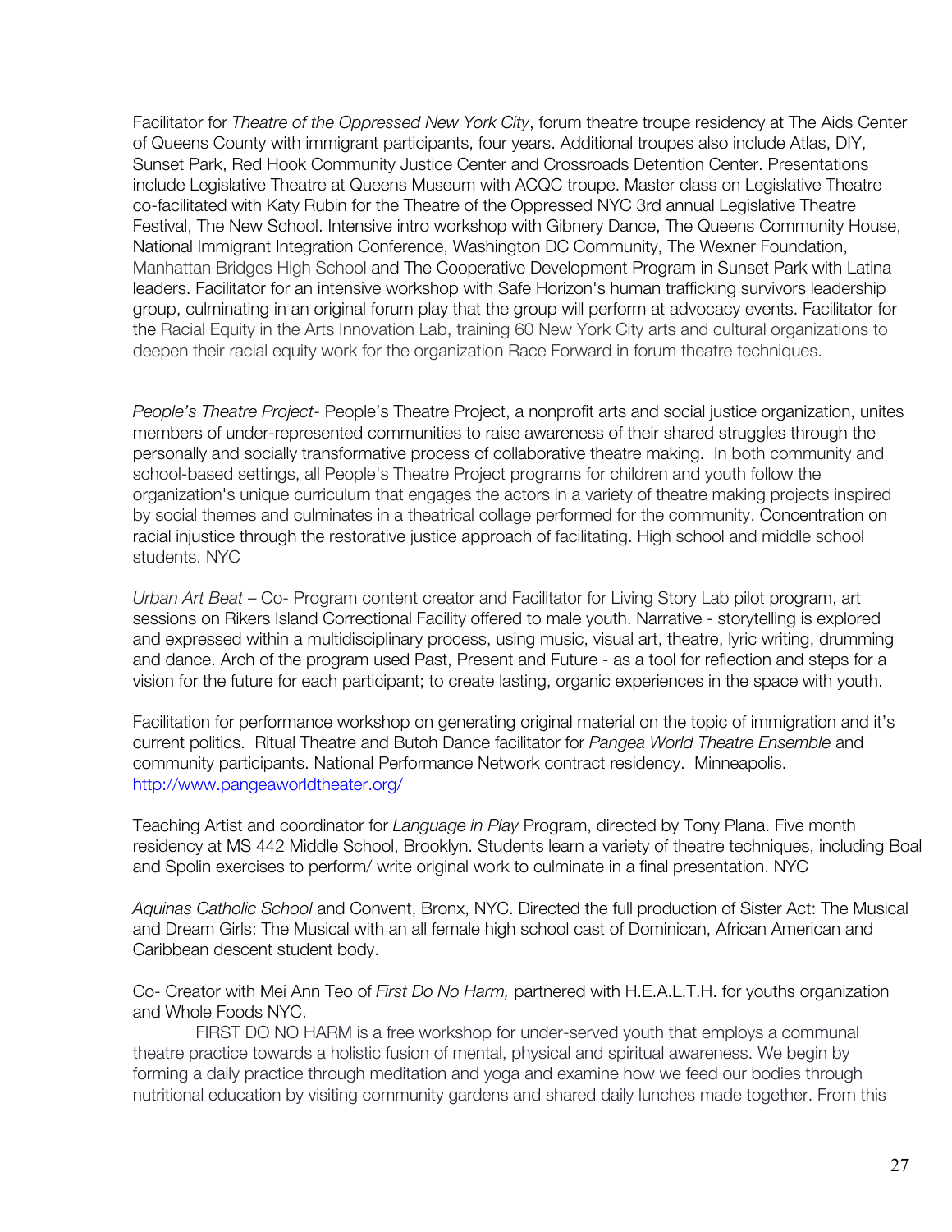Facilitator for *Theatre of the Oppressed New York City*, forum theatre troupe residency at The Aids Center of Queens County with immigrant participants, four years. Additional troupes also include Atlas, DIY, Sunset Park, Red Hook Community Justice Center and Crossroads Detention Center. Presentations include Legislative Theatre at Queens Museum with ACQC troupe. Master class on Legislative Theatre co-facilitated with Katy Rubin for the Theatre of the Oppressed NYC 3rd annual Legislative Theatre Festival, The New School. Intensive intro workshop with Gibney Dance, The Queens Community House, National Immigrant Integration Conference, Washington DC Community, The Wexner Foundation, Manhattan Bridges High School and The Cooperative Development Program in Sunset Park with Latina leaders. Facilitator for an intensive workshop with Safe Horizon's human trafficking survivors leadership group, culminating in an original forum play that the group will perform at advocacy events. Facilitator for the Racial Equity in the Arts Innovation Lab, training 60 New York City arts and cultural organizations to deepen their racial equity work for the organization Race Forward in forum theatre techniques.

*People's Theatre Project*- People's Theatre Project, a nonprofit arts and social justice organization, unites members of under-represented communities to raise awareness of their shared struggles through the personally and socially transformative process of collaborative theatre making. In both community and school-based settings, all People's Theatre Project programs for children and youth follow the organization's unique curriculum that engages the actors in a variety of theatre making projects inspired by social themes and culminates in a theatrical collage performed for the community. Concentration on racial injustice through the restorative justice approach of facilitating. High school and middle school students. NYC

*Urban Art Beat* – Co- Program content creator and Facilitator for Living Story Lab pilot program, art sessions on Rikers Island Correctional Facility offered to male youth. Narrative - storytelling is explored and expressed within a multidisciplinary process, using music, visual art, theatre, lyric writing, drumming and dance. Arch of the program used Past, Present and Future - as a tool for reflection and steps for a vision for the future for each participant; to create lasting, organic experiences in the space with youth.

Facilitation for performance workshop on generating original material on the topic of immigration and it's current politics. Ritual Theatre and Butoh Dance facilitator for *Pangea World Theatre Ensemble* and community participants. National Performance Network contract residency. Minneapolis. [http://www.pangeaworldtheater.org/](http://www.pangeaworldtheater.org/)

Teaching Artist and coordinator for *Language in Play* Program, directed by Tony Plana. Five month residency at MS 442 Middle School, Brooklyn. Students learn a variety of theatre techniques, including Boal and Spolin exercises to perform/ write original work to culminate in a final presentation. NYC

*Aquinas Catholic School* and Convent, Bronx, NYC. Directed the full production of Sister Act: The Musical and Dream Girls: The Musical with an all female high school cast of Dominican, African American and Caribbean descent student body.

Co- Creator with Mei Ann Teo of *First Do No Harm,* partnered with H.E.A.L.T.H. for youths organization and Whole Foods NYC.

FIRST DO NO HARM is a free workshop for under-served youth that employs a communal theatre practice towards a holistic fusion of mental, physical and spiritual awareness. We begin by forming a daily practice through meditation and yoga and examine how we feed our bodies through nutritional education by visiting community gardens and shared daily lunches made together. From this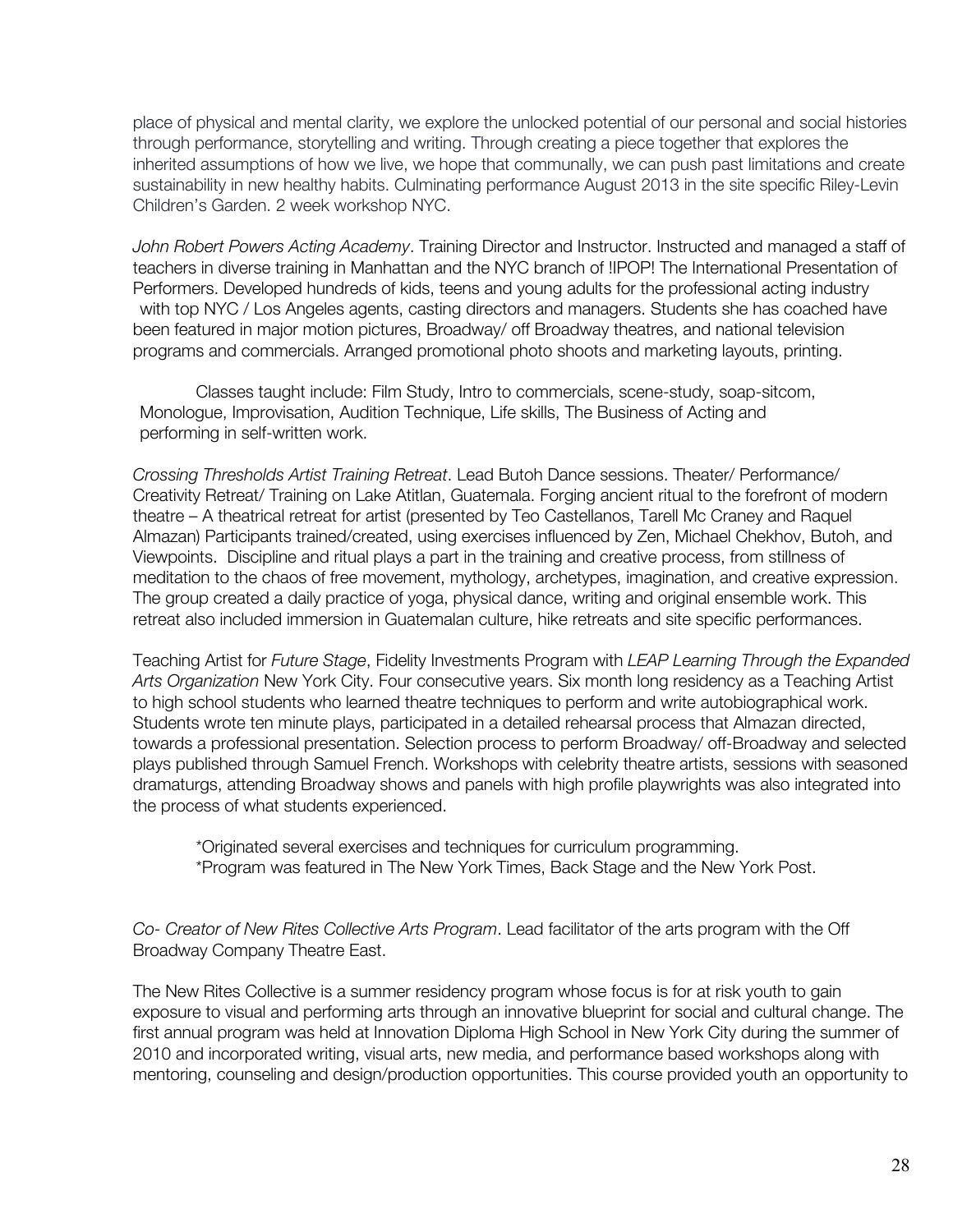place of physical and mental clarity, we explore the unlocked potential of our personal and social histories through performance, storytelling and writing. Through creating a piece together that explores the inherited assumptions of how we live, we hope that communally, we can push past limitations and create sustainability in new healthy habits. Culminating performance August 2013 in the site specific Riley-Levin Children's Garden. 2 week workshop NYC.

*John Robert Powers Acting Academy*. Training Director and Instructor. Instructed and managed a staff of teachers in diverse training in Manhattan and the NYC branch of !IPOP! The International Presentation of Performers. Developed hundreds of kids, teens and young adults for the professional acting industry with top NYC / Los Angeles agents, casting directors and managers. Students she has coached have been featured in major motion pictures, Broadway/ off Broadway theatres, and national television programs and commercials. Arranged promotional photo shoots and marketing layouts, printing.

Classes taught include: Film Study, Intro to commercials, scene-study, soap-sitcom, Monologue, Improvisation, Audition Technique, Life skills, The Business of Acting and performing in self-written work.

*Crossing Thresholds Artist Training Retreat*. Lead Butoh Dance sessions. Theater/ Performance/ Creativity Retreat/ Training on Lake Atitlan, Guatemala. Forging ancient ritual to the forefront of modern theatre – A theatrical retreat for artist (presented by Teo Castellanos, Tarell Mc Craney and Raquel Almazan) Participants trained/created, using exercises influenced by Zen, Michael Chekhov, Butoh, and Viewpoints. Discipline and ritual plays a part in the training and creative process, from stillness of meditation to the chaos of free movement, mythology, archetypes, imagination, and creative expression. The group created a daily practice of yoga, physical dance, writing and original ensemble work. This retreat also included immersion in Guatemalan culture, hike retreats and site specific performances.

Teaching Artist for *Future Stage*, Fidelity Investments Program with *LEAP Learning Through the Expanded Arts Organization* New York City. Four consecutive years. Six month long residency as a Teaching Artist to high school students who learned theatre techniques to perform and write autobiographical work. Students wrote ten minute plays, participated in a detailed rehearsal process that Almazan directed, towards a professional presentation. Selection process to perform Broadway/ off-Broadway and selected plays published through Samuel French. Workshops with celebrity theatre artists, sessions with seasoned dramaturgs, attending Broadway shows and panels with high profile playwrights was also integrated into the process of what students experienced.

*Originated several exercises and techniques for curriculum programming.
*Program was featured in The New York Times, Back Stage and the New York Post.

*Co- Creator of New Rites Collective Arts Program*. Lead facilitator of the arts program with the Off Broadway Company Theatre East.

The New Rites Collective is a summer residency program whose focus is for at risk youth to gain exposure to visual and performing arts through an innovative blueprint for social and cultural change. The first annual program was held at Innovation Diploma High School in New York City during the summer of 2010 and incorporated writing, visual arts, new media, and performance based workshops along with mentoring, counseling and design/production opportunities. This course provided youth an opportunity to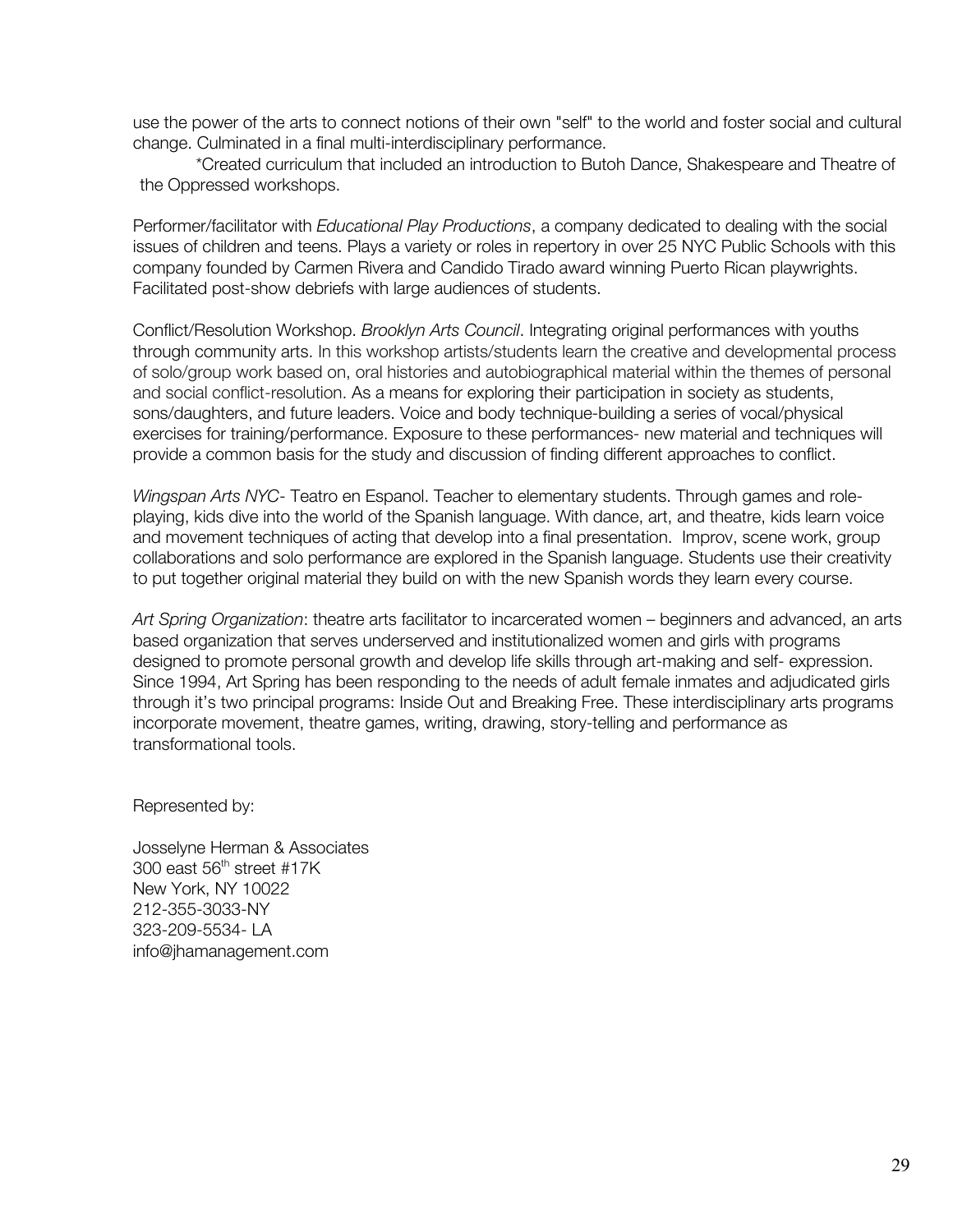use the power of the arts to connect notions of their own "self" to the world and foster social and cultural change. Culminated in a final multi-interdisciplinary performance.

*Created curriculum that included an introduction to Butoh Dance, Shakespeare and Theatre of the Oppressed workshops.

Performer/facilitator with *Educational Play Productions*, a company dedicated to dealing with the social issues of children and teens. Plays a variety or roles in repertory in over 25 NYC Public Schools with this company founded by Carmen Rivera and Candido Tirado award winning Puerto Rican playwrights. Facilitated post-show debriefs with large audiences of students.

Conflict/Resolution Workshop. *Brooklyn Arts Council*. Integrating original performances with youths through community arts. In this workshop artists/students learn the creative and developmental process of solo/group work based on, oral histories and autobiographical material within the themes of personal and social conflict-resolution. As a means for exploring their participation in society as students, sons/daughters, and future leaders. Voice and body technique-building a series of vocal/physical exercises for training/performance. Exposure to these performances- new material and techniques will provide a common basis for the study and discussion of finding different approaches to conflict.

*Wingspan Arts NYC*- Teatro en Espanol. Teacher to elementary students. Through games and role-playing, kids dive into the world of the Spanish language. With dance, art, and theatre, kids learn voice and movement techniques of acting that develop into a final presentation. Improv, scene work, group collaborations and solo performance are explored in the Spanish language. Students use their creativity to put together original material they build on with the new Spanish words they learn every course.

*Art Spring Organization*: theatre arts facilitator to incarcerated women – beginners and advanced, an arts based organization that serves underserved and institutionalized women and girls with programs designed to promote personal growth and develop life skills through art-making and self- expression. Since 1994, Art Spring has been responding to the needs of adult female inmates and adjudicated girls through it's two principal programs: Inside Out and Breaking Free. These interdisciplinary arts programs incorporate movement, theatre games, writing, drawing, story-telling and performance as transformational tools.

Represented by:

Josselyne Herman & Associates
300 east 56th street #17K
New York, NY 10022
212-355-3033-NY
323-209-5534- LA
info@jhamanagement.com